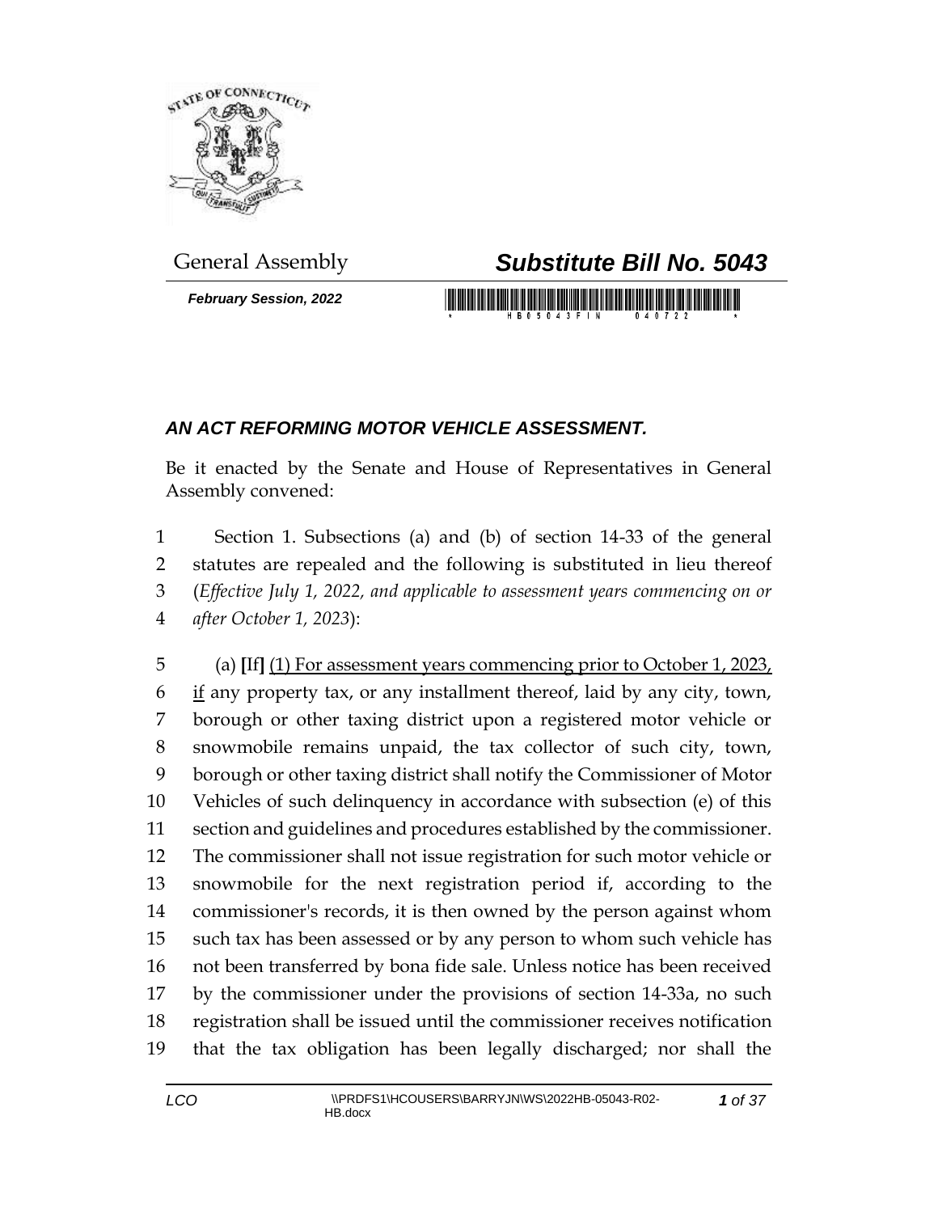General Assembly

# *Substitute Bill No. 5043*

***February Session, 2022***

## *AN ACT REFORMING MOTOR VEHICLE ASSESSMENT.*

Be it enacted by the Senate and House of Representatives in General Assembly convened:

1 Section 1. Subsections (a) and (b) of section 14-33 of the general
2 statutes are repealed and the following is substituted in lieu thereof
3 (*Effective July 1, 2022, and applicable to assessment years commencing on or*
4 *after October 1, 2023*):

5 (a) [If] <u>(1) For assessment years commencing prior to October 1, 2023,</u>
6 <u>if</u> any property tax, or any installment thereof, laid by any city, town,
7 borough or other taxing district upon a registered motor vehicle or
8 snowmobile remains unpaid, the tax collector of such city, town,
9 borough or other taxing district shall notify the Commissioner of Motor
10 Vehicles of such delinquency in accordance with subsection (e) of this
11 section and guidelines and procedures established by the commissioner.
12 The commissioner shall not issue registration for such motor vehicle or
13 snowmobile for the next registration period if, according to the
14 commissioner's records, it is then owned by the person against whom
15 such tax has been assessed or by any person to whom such vehicle has
16 not been transferred by bona fide sale. Unless notice has been received
17 by the commissioner under the provisions of section 14-33a, no such
18 registration shall be issued until the commissioner receives notification
19 that the tax obligation has been legally discharged; nor shall the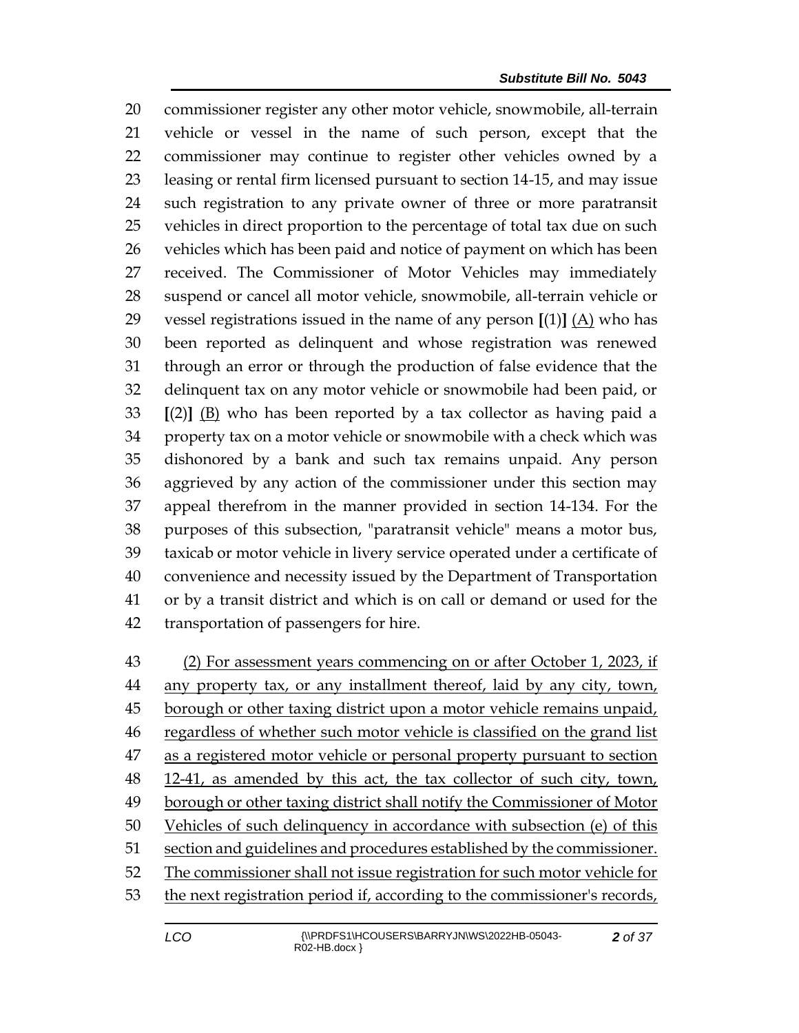commissioner register any other motor vehicle, snowmobile, all-terrain vehicle or vessel in the name of such person, except that the commissioner may continue to register other vehicles owned by a leasing or rental firm licensed pursuant to section 14-15, and may issue such registration to any private owner of three or more paratransit vehicles in direct proportion to the percentage of total tax due on such vehicles which has been paid and notice of payment on which has been received. The Commissioner of Motor Vehicles may immediately suspend or cancel all motor vehicle, snowmobile, all-terrain vehicle or vessel registrations issued in the name of any person [(1)] <u>(A)</u> who has been reported as delinquent and whose registration was renewed through an error or through the production of false evidence that the delinquent tax on any motor vehicle or snowmobile had been paid, or [(2)] <u>(B)</u> who has been reported by a tax collector as having paid a property tax on a motor vehicle or snowmobile with a check which was dishonored by a bank and such tax remains unpaid. Any person aggrieved by any action of the commissioner under this section may appeal therefrom in the manner provided in section 14-134. For the purposes of this subsection, "paratransit vehicle" means a motor bus, taxicab or motor vehicle in livery service operated under a certificate of convenience and necessity issued by the Department of Transportation or by a transit district and which is on call or demand or used for the transportation of passengers for hire.

<u>(2) For assessment years commencing on or after October 1, 2023, if any property tax, or any installment thereof, laid by any city, town, borough or other taxing district upon a motor vehicle remains unpaid, regardless of whether such motor vehicle is classified on the grand list as a registered motor vehicle or personal property pursuant to section 12-41, as amended by this act, the tax collector of such city, town, borough or other taxing district shall notify the Commissioner of Motor Vehicles of such delinquency in accordance with subsection (e) of this section and guidelines and procedures established by the commissioner. The commissioner shall not issue registration for such motor vehicle for the next registration period if, according to the commissioner's records,</u>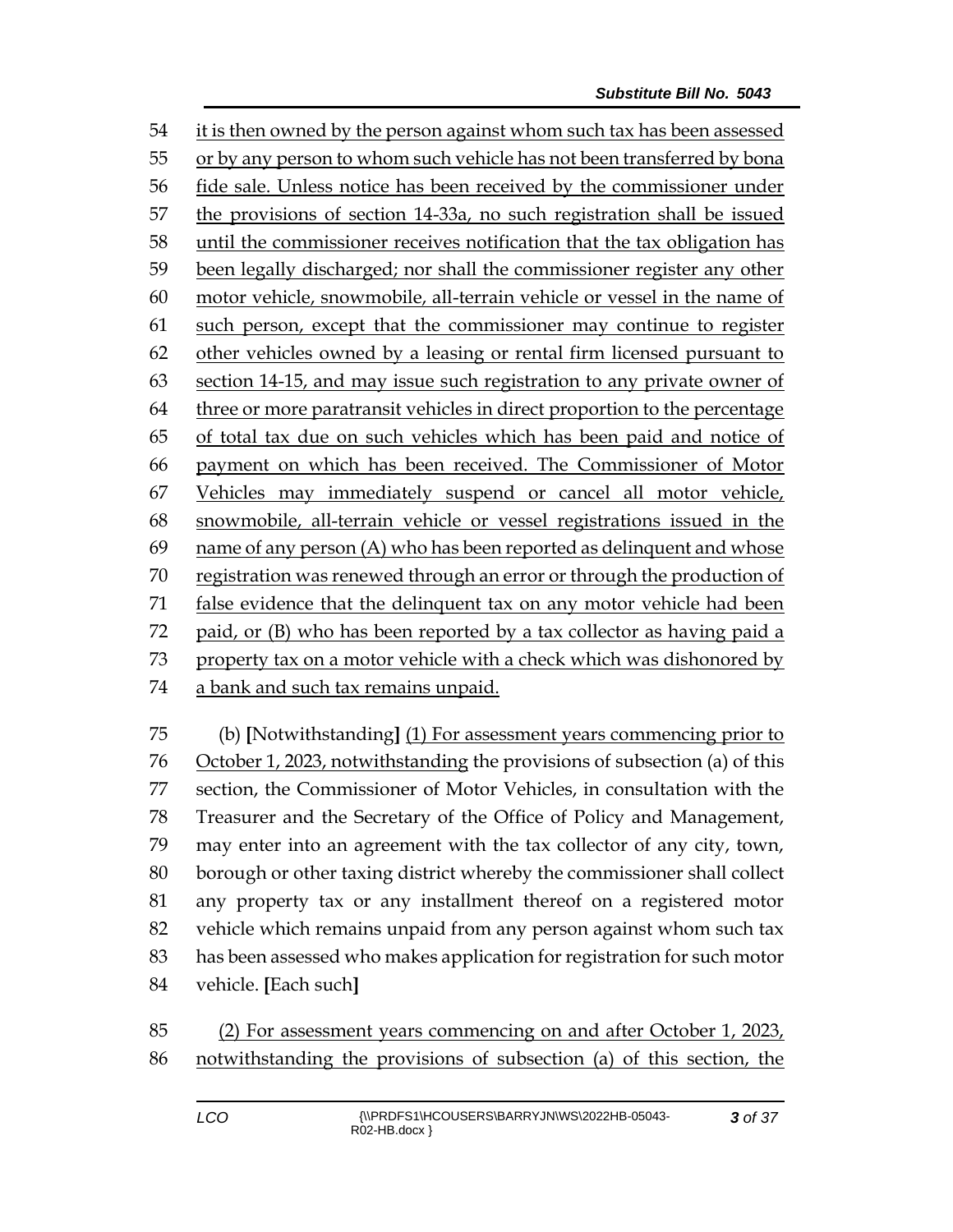it is then owned by the person against whom such tax has been assessed or by any person to whom such vehicle has not been transferred by bona fide sale. Unless notice has been received by the commissioner under the provisions of section 14-33a, no such registration shall be issued until the commissioner receives notification that the tax obligation has been legally discharged; nor shall the commissioner register any other motor vehicle, snowmobile, all-terrain vehicle or vessel in the name of such person, except that the commissioner may continue to register other vehicles owned by a leasing or rental firm licensed pursuant to section 14-15, and may issue such registration to any private owner of three or more paratransit vehicles in direct proportion to the percentage of total tax due on such vehicles which has been paid and notice of payment on which has been received. The Commissioner of Motor Vehicles may immediately suspend or cancel all motor vehicle, snowmobile, all-terrain vehicle or vessel registrations issued in the name of any person (A) who has been reported as delinquent and whose registration was renewed through an error or through the production of false evidence that the delinquent tax on any motor vehicle had been paid, or (B) who has been reported by a tax collector as having paid a property tax on a motor vehicle with a check which was dishonored by a bank and such tax remains unpaid.

(b) **[**Notwithstanding**]** (1) For assessment years commencing prior to October 1, 2023, notwithstanding the provisions of subsection (a) of this section, the Commissioner of Motor Vehicles, in consultation with the Treasurer and the Secretary of the Office of Policy and Management, may enter into an agreement with the tax collector of any city, town, borough or other taxing district whereby the commissioner shall collect any property tax or any installment thereof on a registered motor vehicle which remains unpaid from any person against whom such tax has been assessed who makes application for registration for such motor vehicle. **[**Each such**]**

(2) For assessment years commencing on and after October 1, 2023, notwithstanding the provisions of subsection (a) of this section, the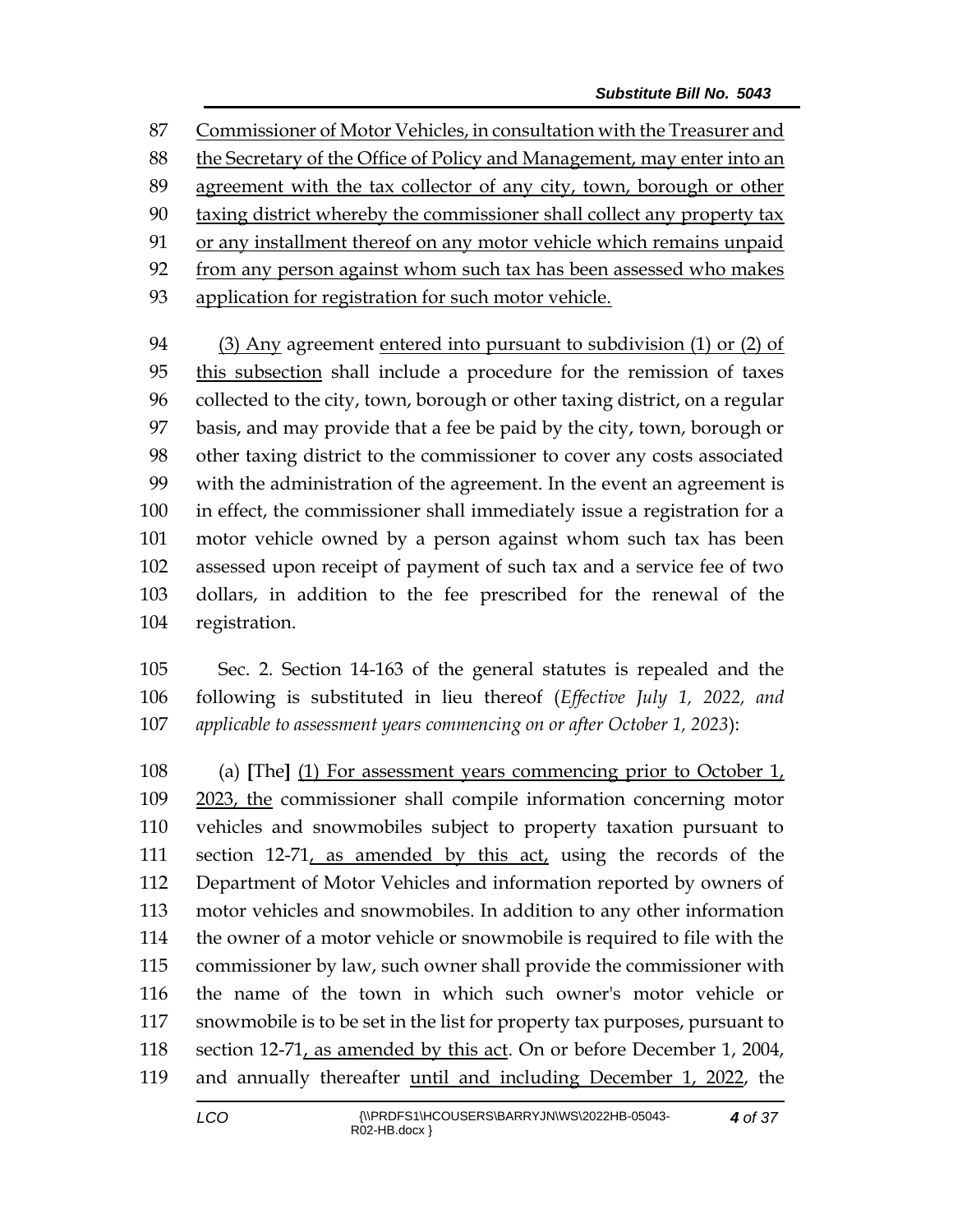87 Commissioner of Motor Vehicles, in consultation with the Treasurer and
88 the Secretary of the Office of Policy and Management, may enter into an
89 agreement with the tax collector of any city, town, borough or other
90 taxing district whereby the commissioner shall collect any property tax
91 or any installment thereof on any motor vehicle which remains unpaid
92 from any person against whom such tax has been assessed who makes
93 application for registration for such motor vehicle.

94 (3) Any agreement entered into pursuant to subdivision (1) or (2) of
95 this subsection shall include a procedure for the remission of taxes
96 collected to the city, town, borough or other taxing district, on a regular
97 basis, and may provide that a fee be paid by the city, town, borough or
98 other taxing district to the commissioner to cover any costs associated
99 with the administration of the agreement. In the event an agreement is
100 in effect, the commissioner shall immediately issue a registration for a
101 motor vehicle owned by a person against whom such tax has been
102 assessed upon receipt of payment of such tax and a service fee of two
103 dollars, in addition to the fee prescribed for the renewal of the
104 registration.

105 Sec. 2. Section 14-163 of the general statutes is repealed and the
106 following is substituted in lieu thereof (*Effective July 1, 2022, and*
107 *applicable to assessment years commencing on or after October 1, 2023*):

108 (a) **[**The**]** (1) For assessment years commencing prior to October 1,
109 2023, the commissioner shall compile information concerning motor
110 vehicles and snowmobiles subject to property taxation pursuant to
111 section 12-71, as amended by this act, using the records of the
112 Department of Motor Vehicles and information reported by owners of
113 motor vehicles and snowmobiles. In addition to any other information
114 the owner of a motor vehicle or snowmobile is required to file with the
115 commissioner by law, such owner shall provide the commissioner with
116 the name of the town in which such owner's motor vehicle or
117 snowmobile is to be set in the list for property tax purposes, pursuant to
118 section 12-71, as amended by this act. On or before December 1, 2004,
119 and annually thereafter until and including December 1, 2022, the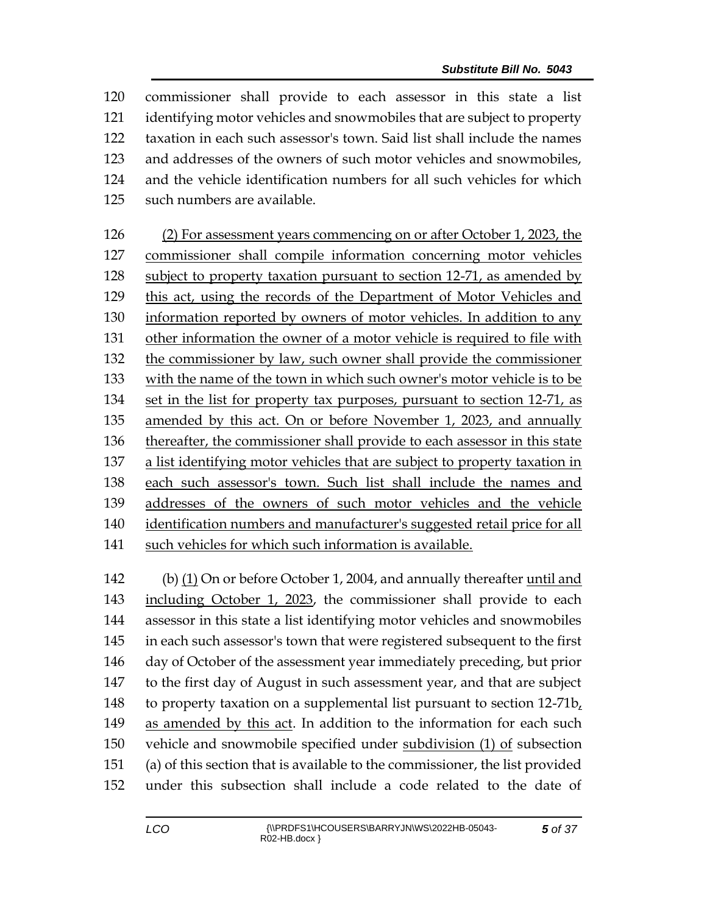commissioner shall provide to each assessor in this state a list identifying motor vehicles and snowmobiles that are subject to property taxation in each such assessor's town. Said list shall include the names and addresses of the owners of such motor vehicles and snowmobiles, and the vehicle identification numbers for all such vehicles for which such numbers are available.

(2) For assessment years commencing on or after October 1, 2023, the commissioner shall compile information concerning motor vehicles subject to property taxation pursuant to section 12-71, as amended by this act, using the records of the Department of Motor Vehicles and information reported by owners of motor vehicles. In addition to any other information the owner of a motor vehicle is required to file with the commissioner by law, such owner shall provide the commissioner with the name of the town in which such owner's motor vehicle is to be set in the list for property tax purposes, pursuant to section 12-71, as amended by this act. On or before November 1, 2023, and annually thereafter, the commissioner shall provide to each assessor in this state a list identifying motor vehicles that are subject to property taxation in each such assessor's town. Such list shall include the names and addresses of the owners of such motor vehicles and the vehicle identification numbers and manufacturer's suggested retail price for all such vehicles for which such information is available.

(b) (1) On or before October 1, 2004, and annually thereafter until and including October 1, 2023, the commissioner shall provide to each assessor in this state a list identifying motor vehicles and snowmobiles in each such assessor's town that were registered subsequent to the first day of October of the assessment year immediately preceding, but prior to the first day of August in such assessment year, and that are subject to property taxation on a supplemental list pursuant to section 12-71b, as amended by this act. In addition to the information for each such vehicle and snowmobile specified under subdivision (1) of subsection (a) of this section that is available to the commissioner, the list provided under this subsection shall include a code related to the date of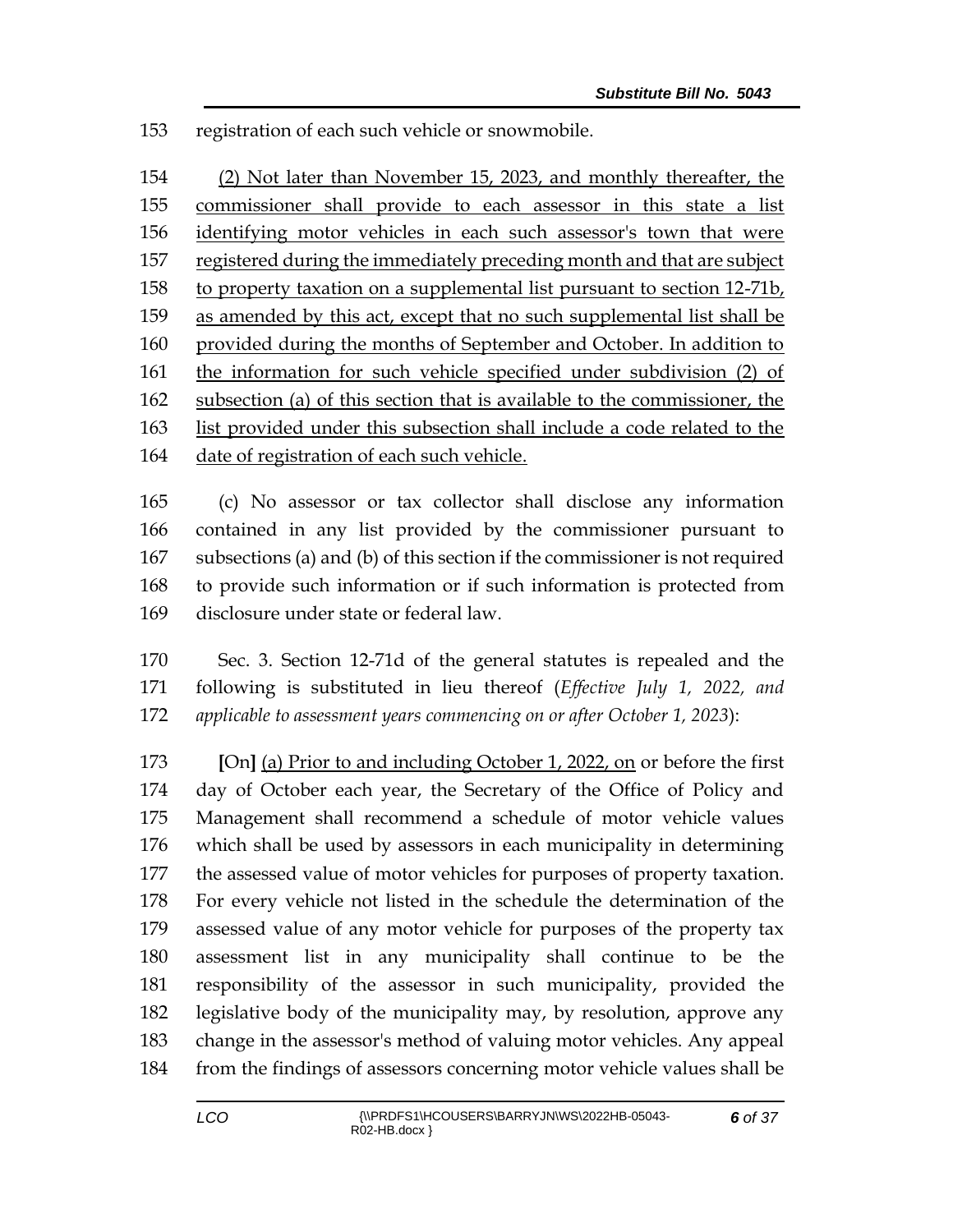153 registration of each such vehicle or snowmobile.

154 <u>(2) Not later than November 15, 2023, and monthly thereafter, the</u>
155 <u>commissioner shall provide to each assessor in this state a list</u>
156 <u>identifying motor vehicles in each such assessor's town that were</u>
157 <u>registered during the immediately preceding month and that are subject</u>
158 <u>to property taxation on a supplemental list pursuant to section 12-71b,</u>
159 <u>as amended by this act, except that no such supplemental list shall be</u>
160 <u>provided during the months of September and October. In addition to</u>
161 <u>the information for such vehicle specified under subdivision (2) of</u>
162 <u>subsection (a) of this section that is available to the commissioner, the</u>
163 <u>list provided under this subsection shall include a code related to the</u>
164 <u>date of registration of each such vehicle.</u>

165 (c) No assessor or tax collector shall disclose any information
166 contained in any list provided by the commissioner pursuant to
167 subsections (a) and (b) of this section if the commissioner is not required
168 to provide such information or if such information is protected from
169 disclosure under state or federal law.

170 Sec. 3. Section 12-71d of the general statutes is repealed and the
171 following is substituted in lieu thereof (*Effective July 1, 2022, and*
172 *applicable to assessment years commencing on or after October 1, 2023*):

173 **[**On**]** <u>(a) Prior to and including October 1, 2022, on</u> or before the first
174 day of October each year, the Secretary of the Office of Policy and
175 Management shall recommend a schedule of motor vehicle values
176 which shall be used by assessors in each municipality in determining
177 the assessed value of motor vehicles for purposes of property taxation.
178 For every vehicle not listed in the schedule the determination of the
179 assessed value of any motor vehicle for purposes of the property tax
180 assessment list in any municipality shall continue to be the
181 responsibility of the assessor in such municipality, provided the
182 legislative body of the municipality may, by resolution, approve any
183 change in the assessor's method of valuing motor vehicles. Any appeal
184 from the findings of assessors concerning motor vehicle values shall be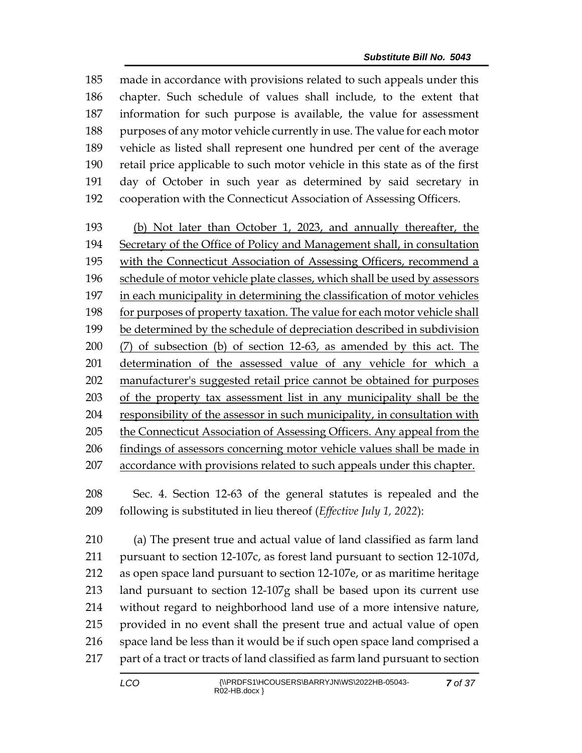made in accordance with provisions related to such appeals under this chapter. Such schedule of values shall include, to the extent that information for such purpose is available, the value for assessment purposes of any motor vehicle currently in use. The value for each motor vehicle as listed shall represent one hundred per cent of the average retail price applicable to such motor vehicle in this state as of the first day of October in such year as determined by said secretary in cooperation with the Connecticut Association of Assessing Officers.

(b) Not later than October 1, 2023, and annually thereafter, the Secretary of the Office of Policy and Management shall, in consultation with the Connecticut Association of Assessing Officers, recommend a schedule of motor vehicle plate classes, which shall be used by assessors in each municipality in determining the classification of motor vehicles for purposes of property taxation. The value for each motor vehicle shall be determined by the schedule of depreciation described in subdivision (7) of subsection (b) of section 12-63, as amended by this act. The determination of the assessed value of any vehicle for which a manufacturer's suggested retail price cannot be obtained for purposes of the property tax assessment list in any municipality shall be the responsibility of the assessor in such municipality, in consultation with the Connecticut Association of Assessing Officers. Any appeal from the findings of assessors concerning motor vehicle values shall be made in accordance with provisions related to such appeals under this chapter.

Sec. 4. Section 12-63 of the general statutes is repealed and the following is substituted in lieu thereof (*Effective July 1, 2022*):

(a) The present true and actual value of land classified as farm land pursuant to section 12-107c, as forest land pursuant to section 12-107d, as open space land pursuant to section 12-107e, or as maritime heritage land pursuant to section 12-107g shall be based upon its current use without regard to neighborhood land use of a more intensive nature, provided in no event shall the present true and actual value of open space land be less than it would be if such open space land comprised a part of a tract or tracts of land classified as farm land pursuant to section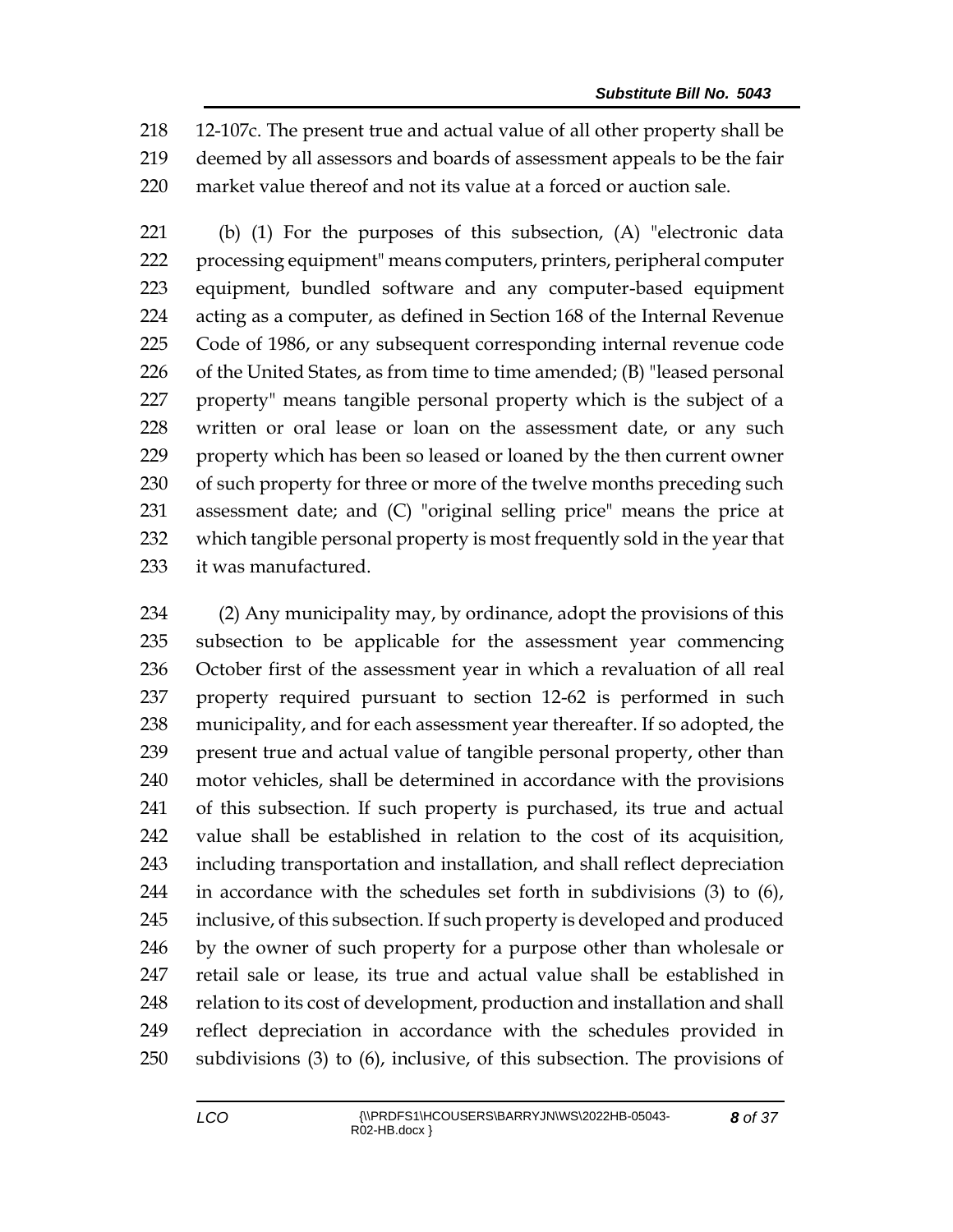12-107c. The present true and actual value of all other property shall be deemed by all assessors and boards of assessment appeals to be the fair market value thereof and not its value at a forced or auction sale.

(b) (1) For the purposes of this subsection, (A) "electronic data processing equipment" means computers, printers, peripheral computer equipment, bundled software and any computer-based equipment acting as a computer, as defined in Section 168 of the Internal Revenue Code of 1986, or any subsequent corresponding internal revenue code of the United States, as from time to time amended; (B) "leased personal property" means tangible personal property which is the subject of a written or oral lease or loan on the assessment date, or any such property which has been so leased or loaned by the then current owner of such property for three or more of the twelve months preceding such assessment date; and (C) "original selling price" means the price at which tangible personal property is most frequently sold in the year that it was manufactured.

(2) Any municipality may, by ordinance, adopt the provisions of this subsection to be applicable for the assessment year commencing October first of the assessment year in which a revaluation of all real property required pursuant to section 12-62 is performed in such municipality, and for each assessment year thereafter. If so adopted, the present true and actual value of tangible personal property, other than motor vehicles, shall be determined in accordance with the provisions of this subsection. If such property is purchased, its true and actual value shall be established in relation to the cost of its acquisition, including transportation and installation, and shall reflect depreciation in accordance with the schedules set forth in subdivisions (3) to (6), inclusive, of this subsection. If such property is developed and produced by the owner of such property for a purpose other than wholesale or retail sale or lease, its true and actual value shall be established in relation to its cost of development, production and installation and shall reflect depreciation in accordance with the schedules provided in subdivisions (3) to (6), inclusive, of this subsection. The provisions of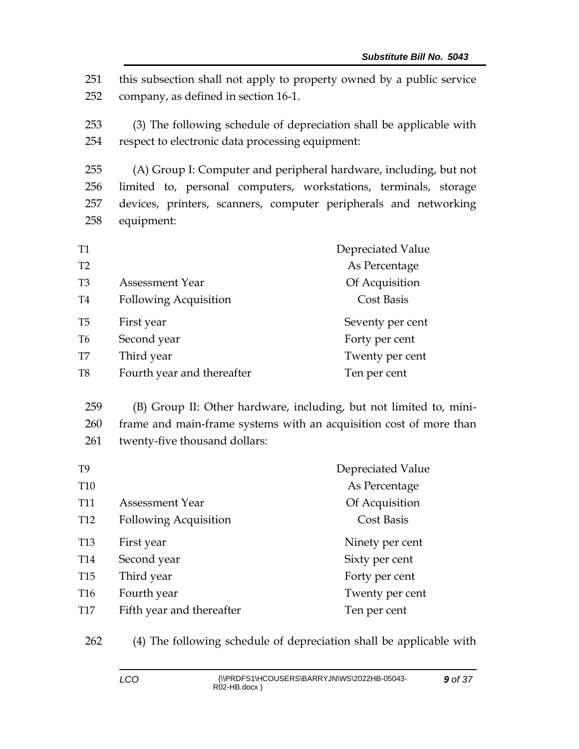251 this subsection shall not apply to property owned by a public service
252 company, as defined in section 16-1.

253 (3) The following schedule of depreciation shall be applicable with
254 respect to electronic data processing equipment:

255 (A) Group I: Computer and peripheral hardware, including, but not
256 limited to, personal computers, workstations, terminals, storage
257 devices, printers, scanners, computer peripherals and networking
258 equipment:

| | | Depreciated Value As Percentage Of Acquisition Cost Basis |
|---|---|---|
| T1-T4 | Assessment Year Following Acquisition | |
| T5 | First year | Seventy per cent |
| T6 | Second year | Forty per cent |
| T7 | Third year | Twenty per cent |
| T8 | Fourth year and thereafter | Ten per cent |

259 (B) Group II: Other hardware, including, but not limited to, mini-
260 frame and main-frame systems with an acquisition cost of more than
261 twenty-five thousand dollars:

| | | Depreciated Value As Percentage Of Acquisition Cost Basis |
|---|---|---|
| T9-T12 | Assessment Year Following Acquisition | |
| T13 | First year | Ninety per cent |
| T14 | Second year | Sixty per cent |
| T15 | Third year | Forty per cent |
| T16 | Fourth year | Twenty per cent |
| T17 | Fifth year and thereafter | Ten per cent |

262 (4) The following schedule of depreciation shall be applicable with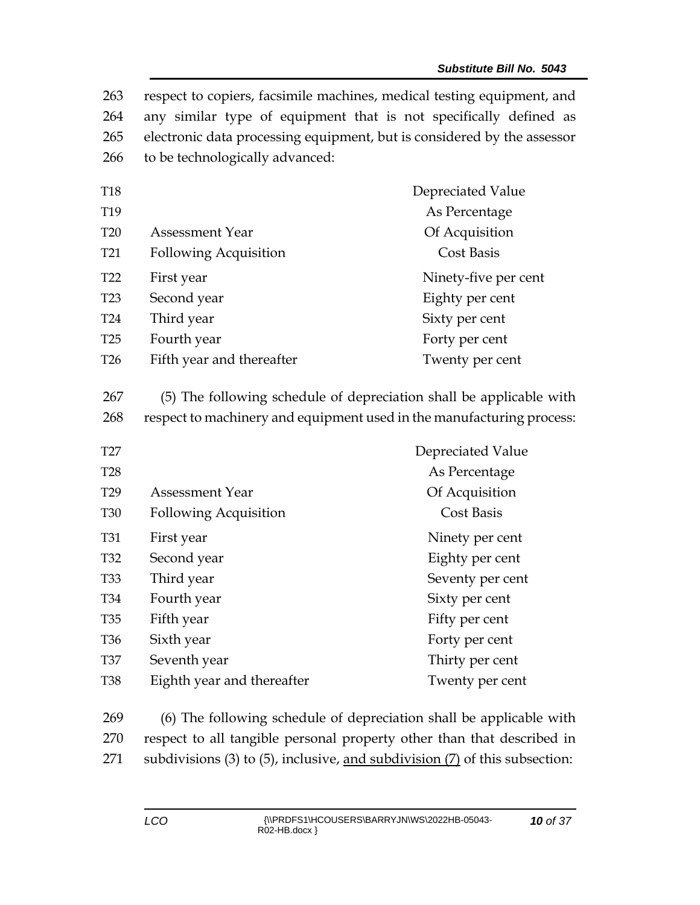respect to copiers, facsimile machines, medical testing equipment, and any similar type of equipment that is not specifically defined as electronic data processing equipment, but is considered by the assessor to be technologically advanced:

| Assessment Year Following Acquisition | Depreciated Value As Percentage Of Acquisition Cost Basis |
|---|---|
| First year | Ninety-five per cent |
| Second year | Eighty per cent |
| Third year | Sixty per cent |
| Fourth year | Forty per cent |
| Fifth year and thereafter | Twenty per cent |

(5) The following schedule of depreciation shall be applicable with respect to machinery and equipment used in the manufacturing process:

| Assessment Year Following Acquisition | Depreciated Value As Percentage Of Acquisition Cost Basis |
|---|---|
| First year | Ninety per cent |
| Second year | Eighty per cent |
| Third year | Seventy per cent |
| Fourth year | Sixty per cent |
| Fifth year | Fifty per cent |
| Sixth year | Forty per cent |
| Seventh year | Thirty per cent |
| Eighth year and thereafter | Twenty per cent |

(6) The following schedule of depreciation shall be applicable with respect to all tangible personal property other than that described in subdivisions (3) to (5), inclusive, and subdivision (7) of this subsection: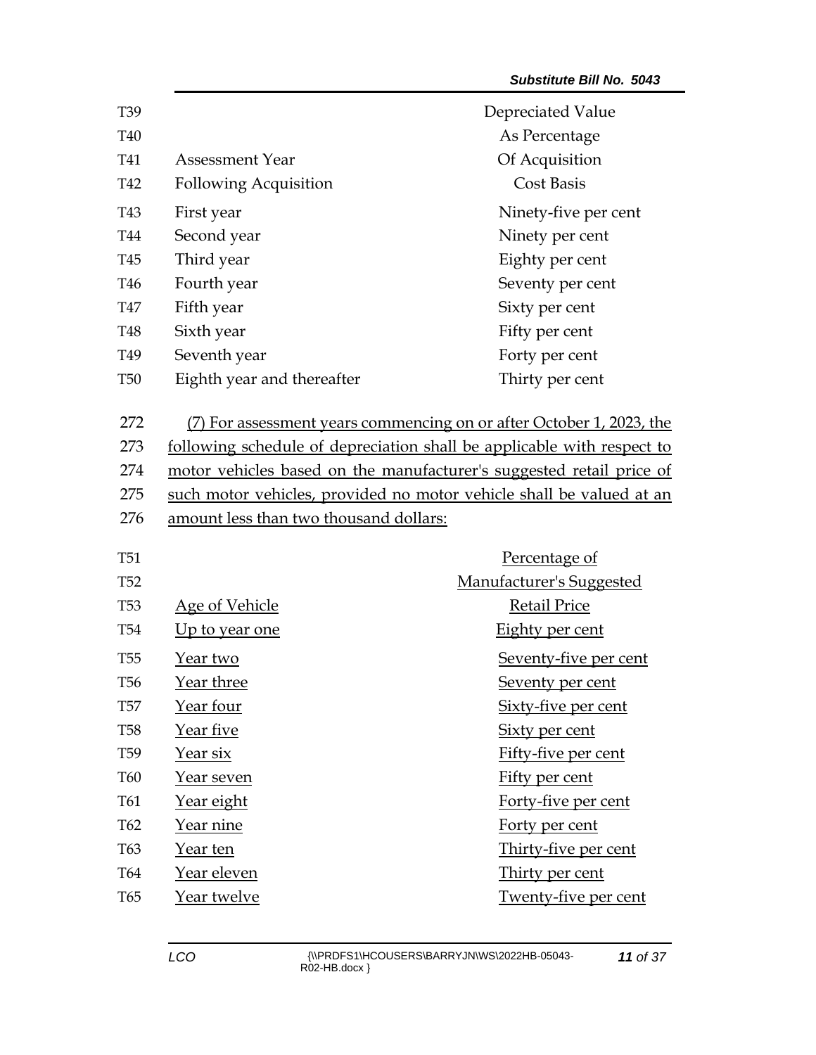| Assessment Year Following Acquisition | Depreciated Value As Percentage Of Acquisition Cost Basis |
|---|---|
| First year | Ninety-five per cent |
| Second year | Ninety per cent |
| Third year | Eighty per cent |
| Fourth year | Seventy per cent |
| Fifth year | Sixty per cent |
| Sixth year | Fifty per cent |
| Seventh year | Forty per cent |
| Eighth year and thereafter | Thirty per cent |

(7) For assessment years commencing on or after October 1, 2023, the following schedule of depreciation shall be applicable with respect to motor vehicles based on the manufacturer's suggested retail price of such motor vehicles, provided no motor vehicle shall be valued at an amount less than two thousand dollars:

| Age of Vehicle | Percentage of Manufacturer's Suggested Retail Price |
|---|---|
| Up to year one | Eighty per cent |
| Year two | Seventy-five per cent |
| Year three | Seventy per cent |
| Year four | Sixty-five per cent |
| Year five | Sixty per cent |
| Year six | Fifty-five per cent |
| Year seven | Fifty per cent |
| Year eight | Forty-five per cent |
| Year nine | Forty per cent |
| Year ten | Thirty-five per cent |
| Year eleven | Thirty per cent |
| Year twelve | Twenty-five per cent |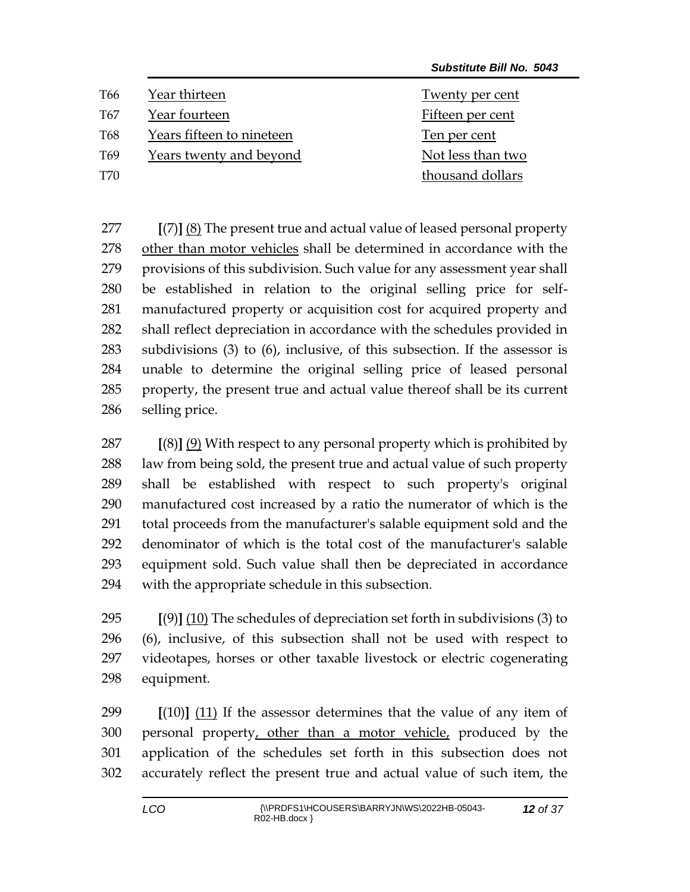| | | |
|---|---|---|
| T66 | Year thirteen | Twenty per cent |
| T67 | Year fourteen | Fifteen per cent |
| T68 | Years fifteen to nineteen | Ten per cent |
| T69 | Years twenty and beyond | Not less than two |
| T70 | | thousand dollars |

277 [(7)] (8) The present true and actual value of leased personal property
278 other than motor vehicles shall be determined in accordance with the
279 provisions of this subdivision. Such value for any assessment year shall
280 be established in relation to the original selling price for self-
281 manufactured property or acquisition cost for acquired property and
282 shall reflect depreciation in accordance with the schedules provided in
283 subdivisions (3) to (6), inclusive, of this subsection. If the assessor is
284 unable to determine the original selling price of leased personal
285 property, the present true and actual value thereof shall be its current
286 selling price.

287 [(8)] (9) With respect to any personal property which is prohibited by
288 law from being sold, the present true and actual value of such property
289 shall be established with respect to such property's original
290 manufactured cost increased by a ratio the numerator of which is the
291 total proceeds from the manufacturer's salable equipment sold and the
292 denominator of which is the total cost of the manufacturer's salable
293 equipment sold. Such value shall then be depreciated in accordance
294 with the appropriate schedule in this subsection.

295 [(9)] (10) The schedules of depreciation set forth in subdivisions (3) to
296 (6), inclusive, of this subsection shall not be used with respect to
297 videotapes, horses or other taxable livestock or electric cogenerating
298 equipment.

299 [(10)] (11) If the assessor determines that the value of any item of
300 personal property, other than a motor vehicle, produced by the
301 application of the schedules set forth in this subsection does not
302 accurately reflect the present true and actual value of such item, the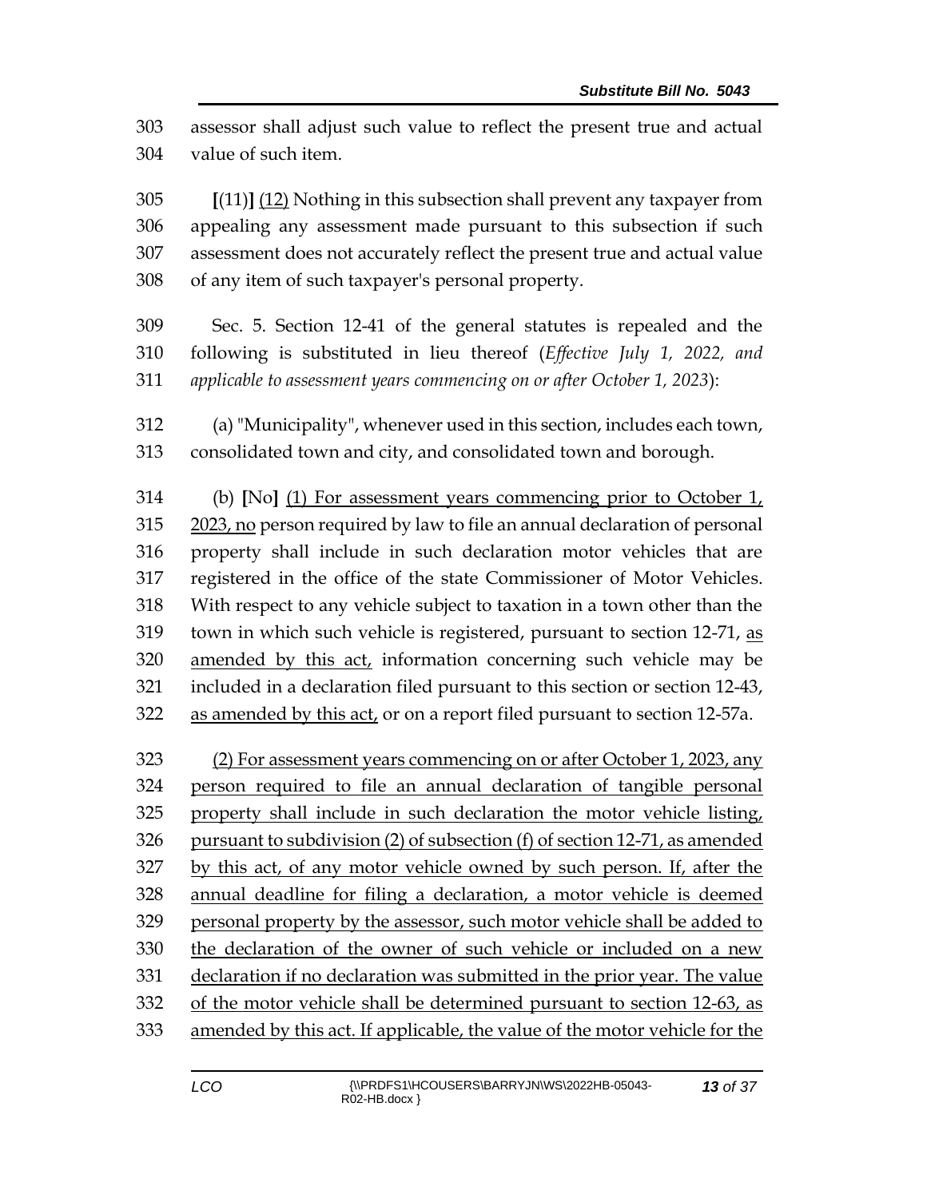assessor shall adjust such value to reflect the present true and actual value of such item.

[(11)] <u>(12)</u> Nothing in this subsection shall prevent any taxpayer from appealing any assessment made pursuant to this subsection if such assessment does not accurately reflect the present true and actual value of any item of such taxpayer's personal property.

Sec. 5. Section 12-41 of the general statutes is repealed and the following is substituted in lieu thereof (*Effective July 1, 2022, and applicable to assessment years commencing on or after October 1, 2023*):

(a) "Municipality", whenever used in this section, includes each town, consolidated town and city, and consolidated town and borough.

(b) **[**No**]** <u>(1) For assessment years commencing prior to October 1, 2023, no</u> person required by law to file an annual declaration of personal property shall include in such declaration motor vehicles that are registered in the office of the state Commissioner of Motor Vehicles. With respect to any vehicle subject to taxation in a town other than the town in which such vehicle is registered, pursuant to section 12-71, <u>as amended by this act,</u> information concerning such vehicle may be included in a declaration filed pursuant to this section or section 12-43, <u>as amended by this act,</u> or on a report filed pursuant to section 12-57a.

<u>(2) For assessment years commencing on or after October 1, 2023, any person required to file an annual declaration of tangible personal property shall include in such declaration the motor vehicle listing, pursuant to subdivision (2) of subsection (f) of section 12-71, as amended by this act, of any motor vehicle owned by such person. If, after the annual deadline for filing a declaration, a motor vehicle is deemed personal property by the assessor, such motor vehicle shall be added to the declaration of the owner of such vehicle or included on a new declaration if no declaration was submitted in the prior year. The value of the motor vehicle shall be determined pursuant to section 12-63, as amended by this act. If applicable, the value of the motor vehicle for the</u>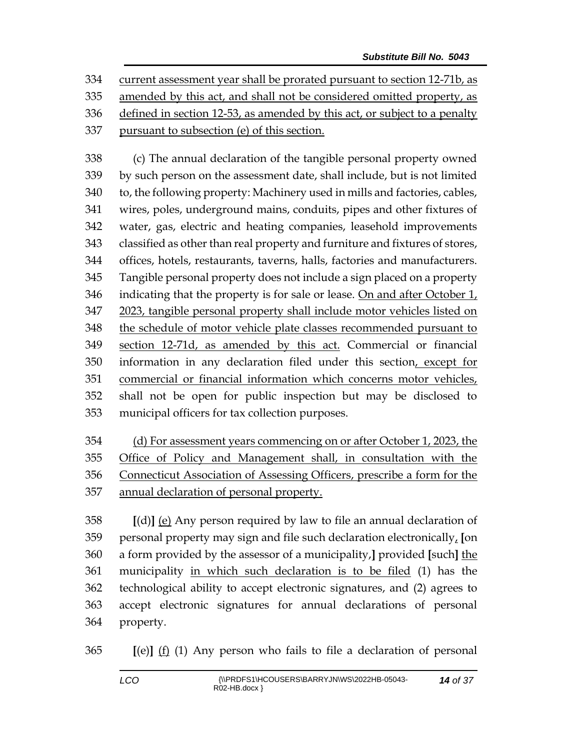334 current assessment year shall be prorated pursuant to section 12-71b, as
335 amended by this act, and shall not be considered omitted property, as
336 defined in section 12-53, as amended by this act, or subject to a penalty
337 pursuant to subsection (e) of this section.

338 (c) The annual declaration of the tangible personal property owned
339 by such person on the assessment date, shall include, but is not limited
340 to, the following property: Machinery used in mills and factories, cables,
341 wires, poles, underground mains, conduits, pipes and other fixtures of
342 water, gas, electric and heating companies, leasehold improvements
343 classified as other than real property and furniture and fixtures of stores,
344 offices, hotels, restaurants, taverns, halls, factories and manufacturers.
345 Tangible personal property does not include a sign placed on a property
346 indicating that the property is for sale or lease. On and after October 1,
347 2023, tangible personal property shall include motor vehicles listed on
348 the schedule of motor vehicle plate classes recommended pursuant to
349 section 12-71d, as amended by this act. Commercial or financial
350 information in any declaration filed under this section, except for
351 commercial or financial information which concerns motor vehicles,
352 shall not be open for public inspection but may be disclosed to
353 municipal officers for tax collection purposes.

354 (d) For assessment years commencing on or after October 1, 2023, the
355 Office of Policy and Management shall, in consultation with the
356 Connecticut Association of Assessing Officers, prescribe a form for the
357 annual declaration of personal property.

358 [(d)] (e) Any person required by law to file an annual declaration of
359 personal property may sign and file such declaration electronically, [on
360 a form provided by the assessor of a municipality,] provided [such] the
361 municipality in which such declaration is to be filed (1) has the
362 technological ability to accept electronic signatures, and (2) agrees to
363 accept electronic signatures for annual declarations of personal
364 property.

365 [(e)] (f) (1) Any person who fails to file a declaration of personal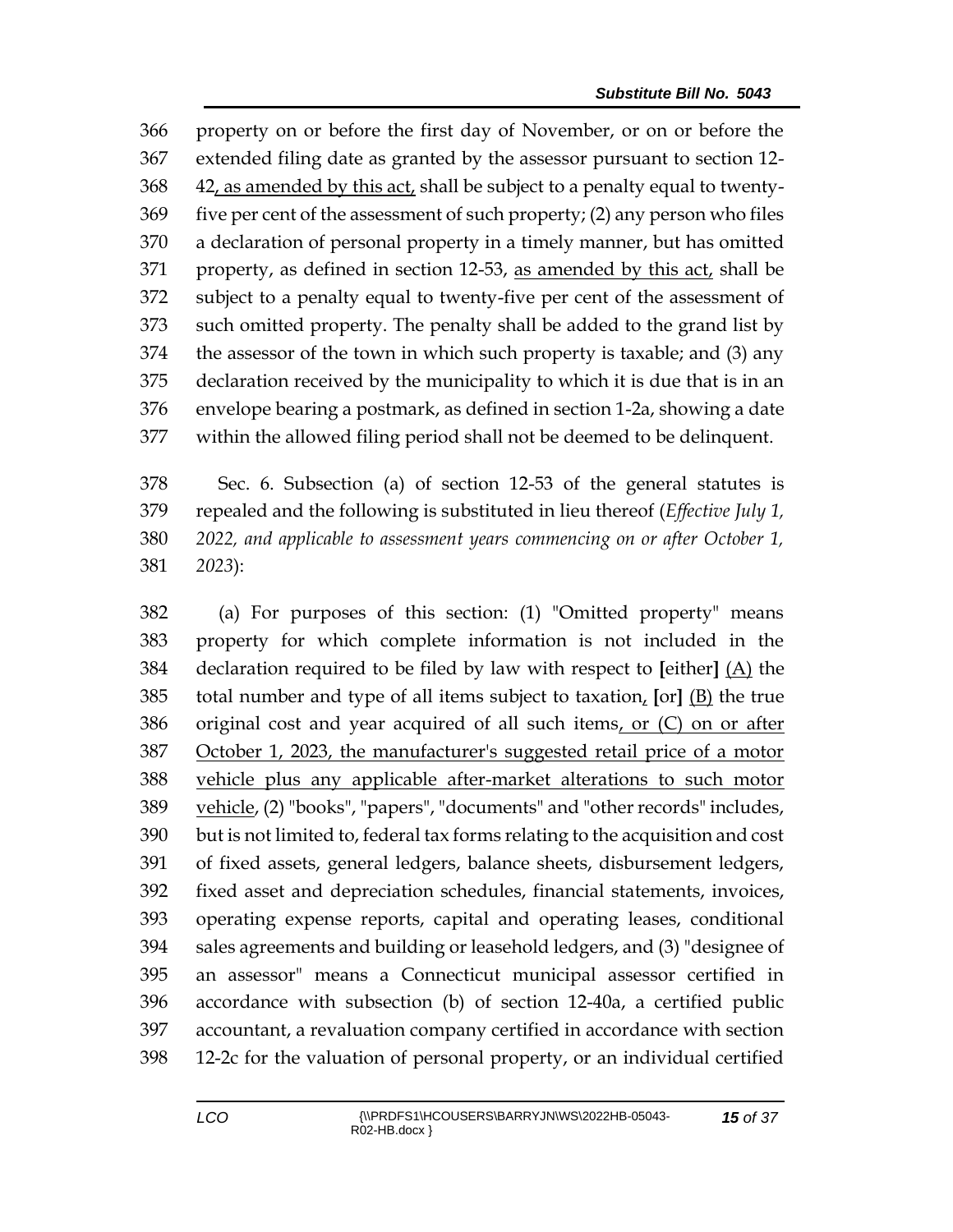property on or before the first day of November, or on or before the extended filing date as granted by the assessor pursuant to section 12-42, as amended by this act, shall be subject to a penalty equal to twenty-five per cent of the assessment of such property; (2) any person who files a declaration of personal property in a timely manner, but has omitted property, as defined in section 12-53, as amended by this act, shall be subject to a penalty equal to twenty-five per cent of the assessment of such omitted property. The penalty shall be added to the grand list by the assessor of the town in which such property is taxable; and (3) any declaration received by the municipality to which it is due that is in an envelope bearing a postmark, as defined in section 1-2a, showing a date within the allowed filing period shall not be deemed to be delinquent.

Sec. 6. Subsection (a) of section 12-53 of the general statutes is repealed and the following is substituted in lieu thereof (*Effective July 1, 2022, and applicable to assessment years commencing on or after October 1, 2023*):

(a) For purposes of this section: (1) "Omitted property" means property for which complete information is not included in the declaration required to be filed by law with respect to [either] (A) the total number and type of all items subject to taxation, [or] (B) the true original cost and year acquired of all such items, or (C) on or after October 1, 2023, the manufacturer's suggested retail price of a motor vehicle plus any applicable after-market alterations to such motor vehicle, (2) "books", "papers", "documents" and "other records" includes, but is not limited to, federal tax forms relating to the acquisition and cost of fixed assets, general ledgers, balance sheets, disbursement ledgers, fixed asset and depreciation schedules, financial statements, invoices, operating expense reports, capital and operating leases, conditional sales agreements and building or leasehold ledgers, and (3) "designee of an assessor" means a Connecticut municipal assessor certified in accordance with subsection (b) of section 12-40a, a certified public accountant, a revaluation company certified in accordance with section 12-2c for the valuation of personal property, or an individual certified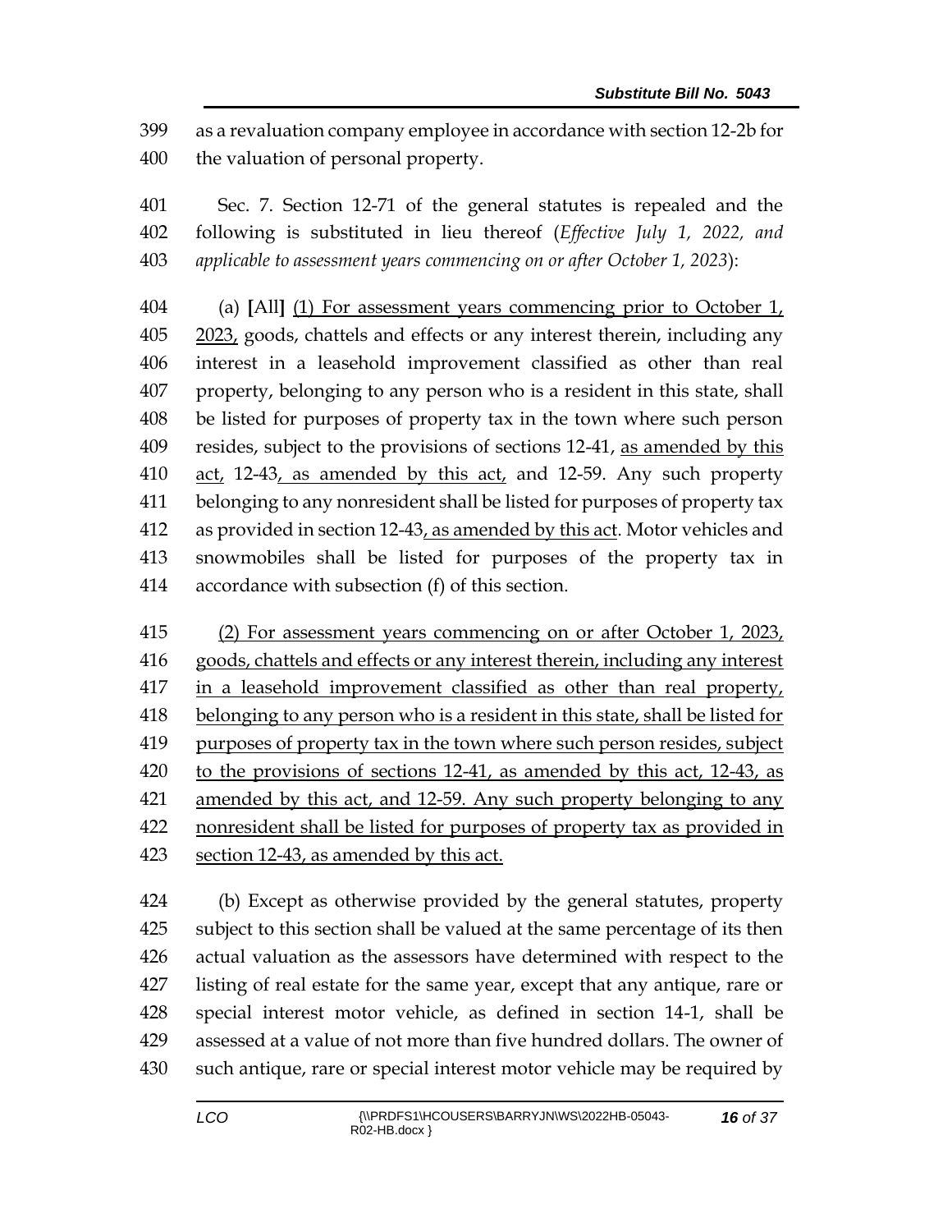as a revaluation company employee in accordance with section 12-2b for the valuation of personal property.

Sec. 7. Section 12-71 of the general statutes is repealed and the following is substituted in lieu thereof (*Effective July 1, 2022, and applicable to assessment years commencing on or after October 1, 2023*):

(a) **[**All**]** <u>(1) For assessment years commencing prior to October 1, 2023,</u> goods, chattels and effects or any interest therein, including any interest in a leasehold improvement classified as other than real property, belonging to any person who is a resident in this state, shall be listed for purposes of property tax in the town where such person resides, subject to the provisions of sections 12-41, <u>as amended by this act,</u> 12-43<u>, as amended by this act,</u> and 12-59. Any such property belonging to any nonresident shall be listed for purposes of property tax as provided in section 12-43<u>, as amended by this act</u>. Motor vehicles and snowmobiles shall be listed for purposes of the property tax in accordance with subsection (f) of this section.

<u>(2) For assessment years commencing on or after October 1, 2023, goods, chattels and effects or any interest therein, including any interest in a leasehold improvement classified as other than real property, belonging to any person who is a resident in this state, shall be listed for purposes of property tax in the town where such person resides, subject to the provisions of sections 12-41, as amended by this act, 12-43, as amended by this act, and 12-59. Any such property belonging to any nonresident shall be listed for purposes of property tax as provided in section 12-43, as amended by this act.</u>

(b) Except as otherwise provided by the general statutes, property subject to this section shall be valued at the same percentage of its then actual valuation as the assessors have determined with respect to the listing of real estate for the same year, except that any antique, rare or special interest motor vehicle, as defined in section 14-1, shall be assessed at a value of not more than five hundred dollars. The owner of such antique, rare or special interest motor vehicle may be required by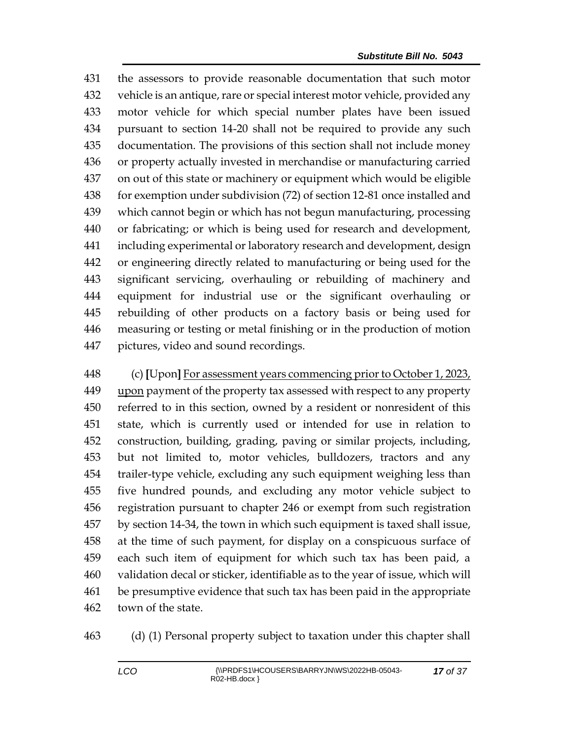431 the assessors to provide reasonable documentation that such motor
432 vehicle is an antique, rare or special interest motor vehicle, provided any
433 motor vehicle for which special number plates have been issued
434 pursuant to section 14-20 shall not be required to provide any such
435 documentation. The provisions of this section shall not include money
436 or property actually invested in merchandise or manufacturing carried
437 on out of this state or machinery or equipment which would be eligible
438 for exemption under subdivision (72) of section 12-81 once installed and
439 which cannot begin or which has not begun manufacturing, processing
440 or fabricating; or which is being used for research and development,
441 including experimental or laboratory research and development, design
442 or engineering directly related to manufacturing or being used for the
443 significant servicing, overhauling or rebuilding of machinery and
444 equipment for industrial use or the significant overhauling or
445 rebuilding of other products on a factory basis or being used for
446 measuring or testing or metal finishing or in the production of motion
447 pictures, video and sound recordings.

448 (c) **[**Upon**]** <u>For assessment years commencing prior to October 1, 2023,</u>
449 <u>upon</u> payment of the property tax assessed with respect to any property
450 referred to in this section, owned by a resident or nonresident of this
451 state, which is currently used or intended for use in relation to
452 construction, building, grading, paving or similar projects, including,
453 but not limited to, motor vehicles, bulldozers, tractors and any
454 trailer-type vehicle, excluding any such equipment weighing less than
455 five hundred pounds, and excluding any motor vehicle subject to
456 registration pursuant to chapter 246 or exempt from such registration
457 by section 14-34, the town in which such equipment is taxed shall issue,
458 at the time of such payment, for display on a conspicuous surface of
459 each such item of equipment for which such tax has been paid, a
460 validation decal or sticker, identifiable as to the year of issue, which will
461 be presumptive evidence that such tax has been paid in the appropriate
462 town of the state.

463 (d) (1) Personal property subject to taxation under this chapter shall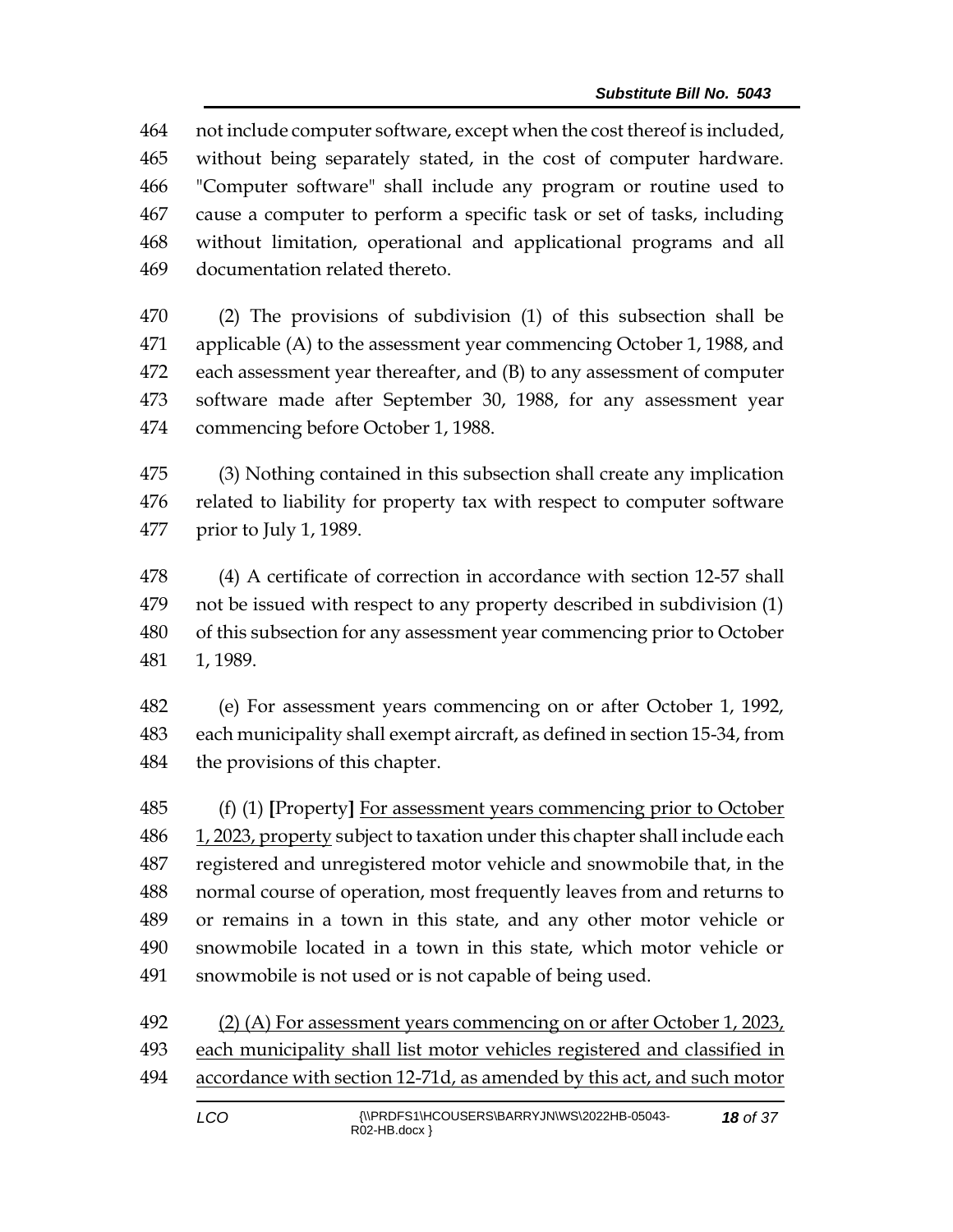464 not include computer software, except when the cost thereof is included,
465 without being separately stated, in the cost of computer hardware.
466 "Computer software" shall include any program or routine used to
467 cause a computer to perform a specific task or set of tasks, including
468 without limitation, operational and applicational programs and all
469 documentation related thereto.

470 (2) The provisions of subdivision (1) of this subsection shall be
471 applicable (A) to the assessment year commencing October 1, 1988, and
472 each assessment year thereafter, and (B) to any assessment of computer
473 software made after September 30, 1988, for any assessment year
474 commencing before October 1, 1988.

475 (3) Nothing contained in this subsection shall create any implication
476 related to liability for property tax with respect to computer software
477 prior to July 1, 1989.

478 (4) A certificate of correction in accordance with section 12-57 shall
479 not be issued with respect to any property described in subdivision (1)
480 of this subsection for any assessment year commencing prior to October
481 1, 1989.

482 (e) For assessment years commencing on or after October 1, 1992,
483 each municipality shall exempt aircraft, as defined in section 15-34, from
484 the provisions of this chapter.

485 (f) (1) **[**Property**]** <u>For assessment years commencing prior to October</u>
486 <u>1, 2023, property</u> subject to taxation under this chapter shall include each
487 registered and unregistered motor vehicle and snowmobile that, in the
488 normal course of operation, most frequently leaves from and returns to
489 or remains in a town in this state, and any other motor vehicle or
490 snowmobile located in a town in this state, which motor vehicle or
491 snowmobile is not used or is not capable of being used.

492 <u>(2) (A) For assessment years commencing on or after October 1, 2023,</u>
493 <u>each municipality shall list motor vehicles registered and classified in</u>
494 <u>accordance with section 12-71d, as amended by this act, and such motor</u>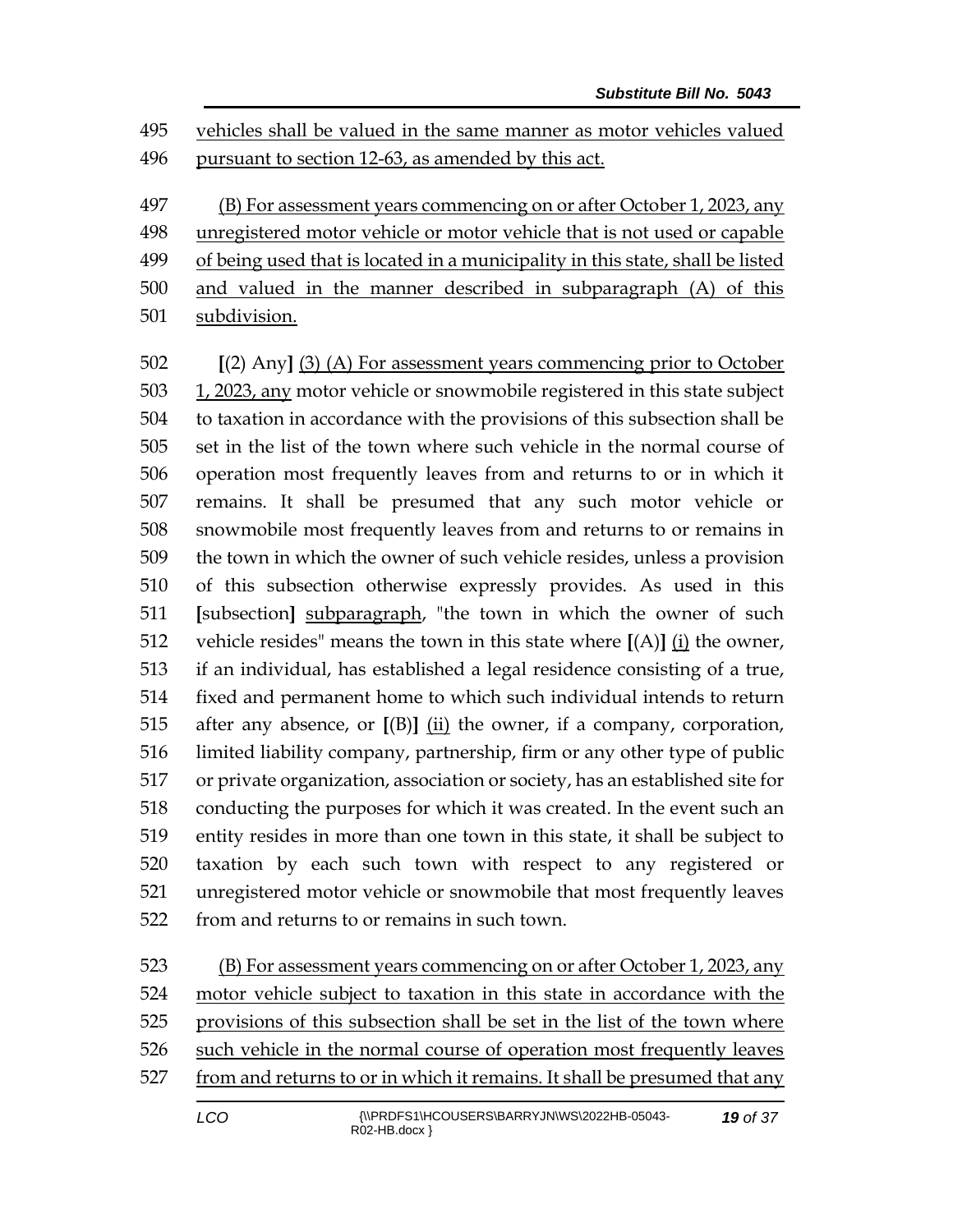495 vehicles shall be valued in the same manner as motor vehicles valued
496 pursuant to section 12-63, as amended by this act.

497 (B) For assessment years commencing on or after October 1, 2023, any
498 unregistered motor vehicle or motor vehicle that is not used or capable
499 of being used that is located in a municipality in this state, shall be listed
500 and valued in the manner described in subparagraph (A) of this
501 subdivision.

502 [(2) Any] (3) (A) For assessment years commencing prior to October
503 1, 2023, any motor vehicle or snowmobile registered in this state subject
504 to taxation in accordance with the provisions of this subsection shall be
505 set in the list of the town where such vehicle in the normal course of
506 operation most frequently leaves from and returns to or in which it
507 remains. It shall be presumed that any such motor vehicle or
508 snowmobile most frequently leaves from and returns to or remains in
509 the town in which the owner of such vehicle resides, unless a provision
510 of this subsection otherwise expressly provides. As used in this
511 [subsection] subparagraph, "the town in which the owner of such
512 vehicle resides" means the town in this state where [(A)] (i) the owner,
513 if an individual, has established a legal residence consisting of a true,
514 fixed and permanent home to which such individual intends to return
515 after any absence, or [(B)] (ii) the owner, if a company, corporation,
516 limited liability company, partnership, firm or any other type of public
517 or private organization, association or society, has an established site for
518 conducting the purposes for which it was created. In the event such an
519 entity resides in more than one town in this state, it shall be subject to
520 taxation by each such town with respect to any registered or
521 unregistered motor vehicle or snowmobile that most frequently leaves
522 from and returns to or remains in such town.

523 (B) For assessment years commencing on or after October 1, 2023, any
524 motor vehicle subject to taxation in this state in accordance with the
525 provisions of this subsection shall be set in the list of the town where
526 such vehicle in the normal course of operation most frequently leaves
527 from and returns to or in which it remains. It shall be presumed that any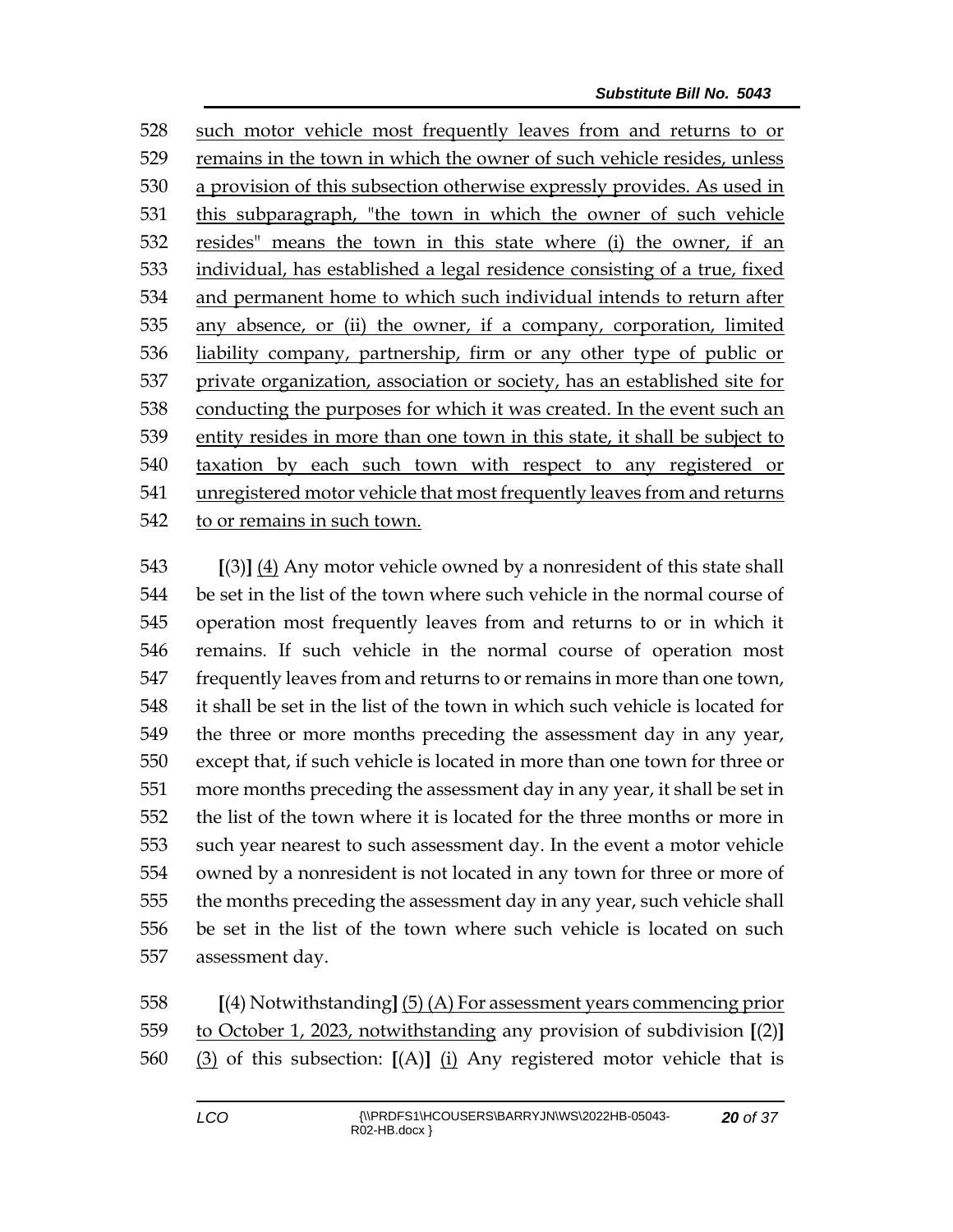such motor vehicle most frequently leaves from and returns to or remains in the town in which the owner of such vehicle resides, unless a provision of this subsection otherwise expressly provides. As used in this subparagraph, "the town in which the owner of such vehicle resides" means the town in this state where (i) the owner, if an individual, has established a legal residence consisting of a true, fixed and permanent home to which such individual intends to return after any absence, or (ii) the owner, if a company, corporation, limited liability company, partnership, firm or any other type of public or private organization, association or society, has an established site for conducting the purposes for which it was created. In the event such an entity resides in more than one town in this state, it shall be subject to taxation by each such town with respect to any registered or unregistered motor vehicle that most frequently leaves from and returns to or remains in such town.

[(3)] (4) Any motor vehicle owned by a nonresident of this state shall be set in the list of the town where such vehicle in the normal course of operation most frequently leaves from and returns to or in which it remains. If such vehicle in the normal course of operation most frequently leaves from and returns to or remains in more than one town, it shall be set in the list of the town in which such vehicle is located for the three or more months preceding the assessment day in any year, except that, if such vehicle is located in more than one town for three or more months preceding the assessment day in any year, it shall be set in the list of the town where it is located for the three months or more in such year nearest to such assessment day. In the event a motor vehicle owned by a nonresident is not located in any town for three or more of the months preceding the assessment day in any year, such vehicle shall be set in the list of the town where such vehicle is located on such assessment day.

[(4) Notwithstanding] (5) (A) For assessment years commencing prior to October 1, 2023, notwithstanding any provision of subdivision [(2)] (3) of this subsection: [(A)] (i) Any registered motor vehicle that is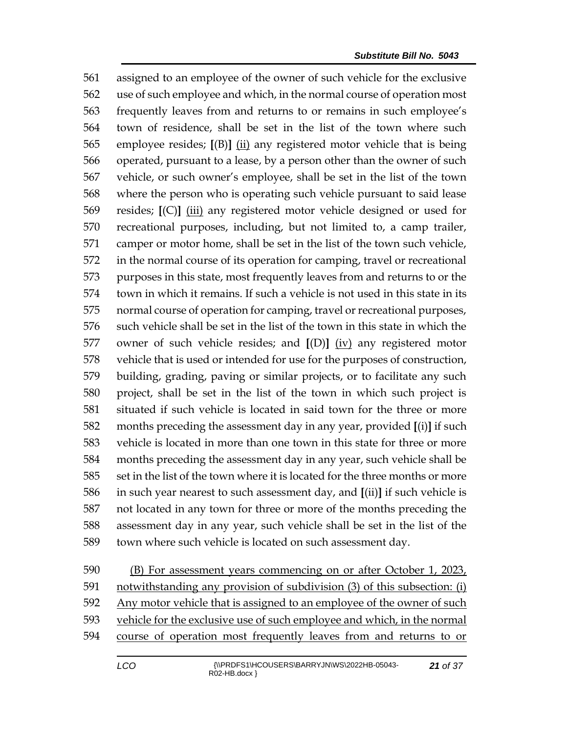561 assigned to an employee of the owner of such vehicle for the exclusive
562 use of such employee and which, in the normal course of operation most
563 frequently leaves from and returns to or remains in such employee's
564 town of residence, shall be set in the list of the town where such
565 employee resides; **[**(B)**]** <u>(ii)</u> any registered motor vehicle that is being
566 operated, pursuant to a lease, by a person other than the owner of such
567 vehicle, or such owner's employee, shall be set in the list of the town
568 where the person who is operating such vehicle pursuant to said lease
569 resides; **[**(C)**]** <u>(iii)</u> any registered motor vehicle designed or used for
570 recreational purposes, including, but not limited to, a camp trailer,
571 camper or motor home, shall be set in the list of the town such vehicle,
572 in the normal course of its operation for camping, travel or recreational
573 purposes in this state, most frequently leaves from and returns to or the
574 town in which it remains. If such a vehicle is not used in this state in its
575 normal course of operation for camping, travel or recreational purposes,
576 such vehicle shall be set in the list of the town in this state in which the
577 owner of such vehicle resides; and **[**(D)**]** <u>(iv)</u> any registered motor
578 vehicle that is used or intended for use for the purposes of construction,
579 building, grading, paving or similar projects, or to facilitate any such
580 project, shall be set in the list of the town in which such project is
581 situated if such vehicle is located in said town for the three or more
582 months preceding the assessment day in any year, provided **[**(i)**]** if such
583 vehicle is located in more than one town in this state for three or more
584 months preceding the assessment day in any year, such vehicle shall be
585 set in the list of the town where it is located for the three months or more
586 in such year nearest to such assessment day, and **[**(ii)**]** if such vehicle is
587 not located in any town for three or more of the months preceding the
588 assessment day in any year, such vehicle shall be set in the list of the
589 town where such vehicle is located on such assessment day.

590 <u>(B) For assessment years commencing on or after October 1, 2023,</u>
591 <u>notwithstanding any provision of subdivision (3) of this subsection: (i)</u>
592 <u>Any motor vehicle that is assigned to an employee of the owner of such</u>
593 <u>vehicle for the exclusive use of such employee and which, in the normal</u>
594 <u>course of operation most frequently leaves from and returns to or</u>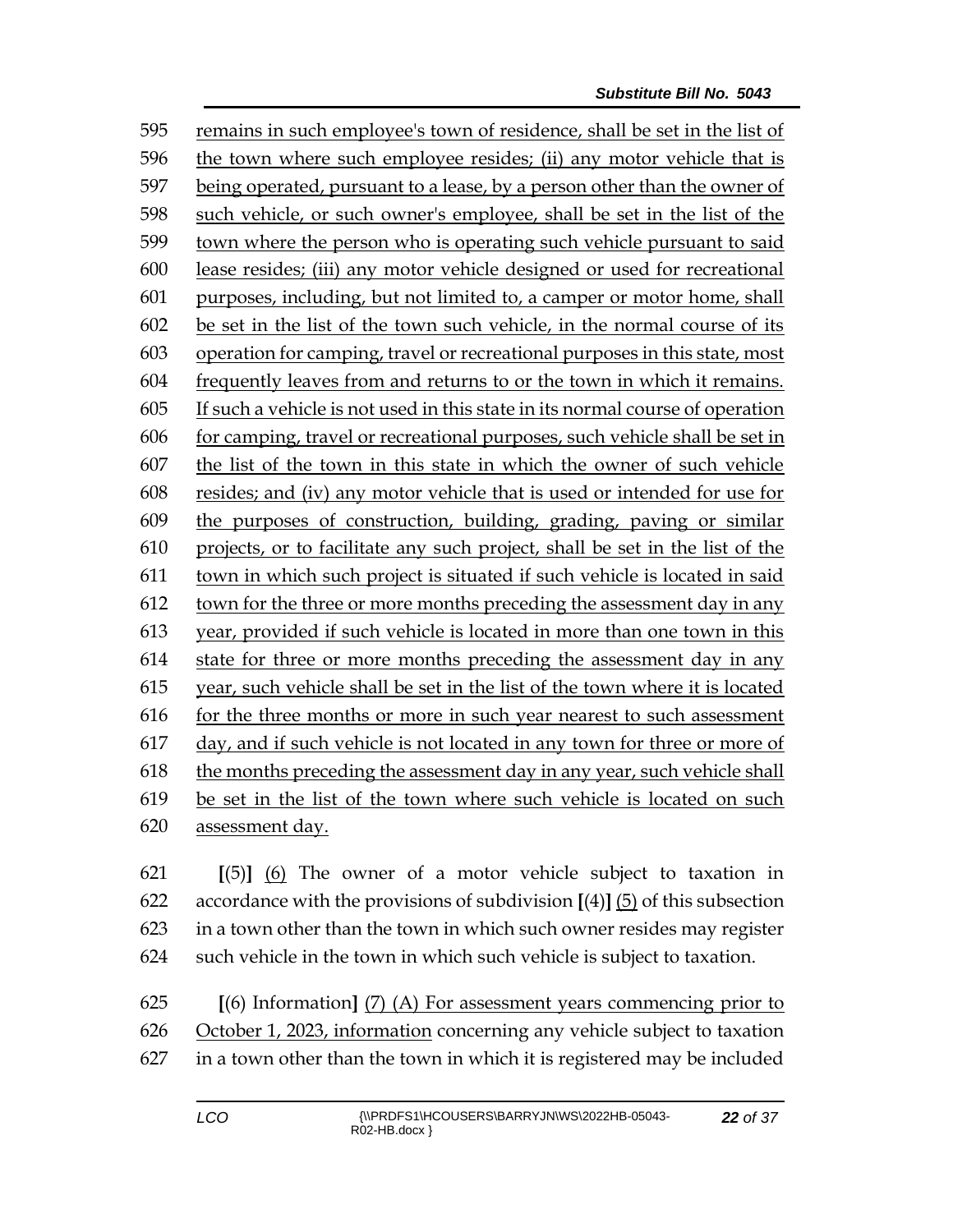595 remains in such employee's town of residence, shall be set in the list of
596 the town where such employee resides; (ii) any motor vehicle that is
597 being operated, pursuant to a lease, by a person other than the owner of
598 such vehicle, or such owner's employee, shall be set in the list of the
599 town where the person who is operating such vehicle pursuant to said
600 lease resides; (iii) any motor vehicle designed or used for recreational
601 purposes, including, but not limited to, a camper or motor home, shall
602 be set in the list of the town such vehicle, in the normal course of its
603 operation for camping, travel or recreational purposes in this state, most
604 frequently leaves from and returns to or the town in which it remains.
605 If such a vehicle is not used in this state in its normal course of operation
606 for camping, travel or recreational purposes, such vehicle shall be set in
607 the list of the town in this state in which the owner of such vehicle
608 resides; and (iv) any motor vehicle that is used or intended for use for
609 the purposes of construction, building, grading, paving or similar
610 projects, or to facilitate any such project, shall be set in the list of the
611 town in which such project is situated if such vehicle is located in said
612 town for the three or more months preceding the assessment day in any
613 year, provided if such vehicle is located in more than one town in this
614 state for three or more months preceding the assessment day in any
615 year, such vehicle shall be set in the list of the town where it is located
616 for the three months or more in such year nearest to such assessment
617 day, and if such vehicle is not located in any town for three or more of
618 the months preceding the assessment day in any year, such vehicle shall
619 be set in the list of the town where such vehicle is located on such
620 assessment day.

621 **[**(5)**]** (6) The owner of a motor vehicle subject to taxation in
622 accordance with the provisions of subdivision **[**(4)**]** (5) of this subsection
623 in a town other than the town in which such owner resides may register
624 such vehicle in the town in which such vehicle is subject to taxation.

625 **[**(6) Information**]** (7) (A) For assessment years commencing prior to
626 October 1, 2023, information concerning any vehicle subject to taxation
627 in a town other than the town in which it is registered may be included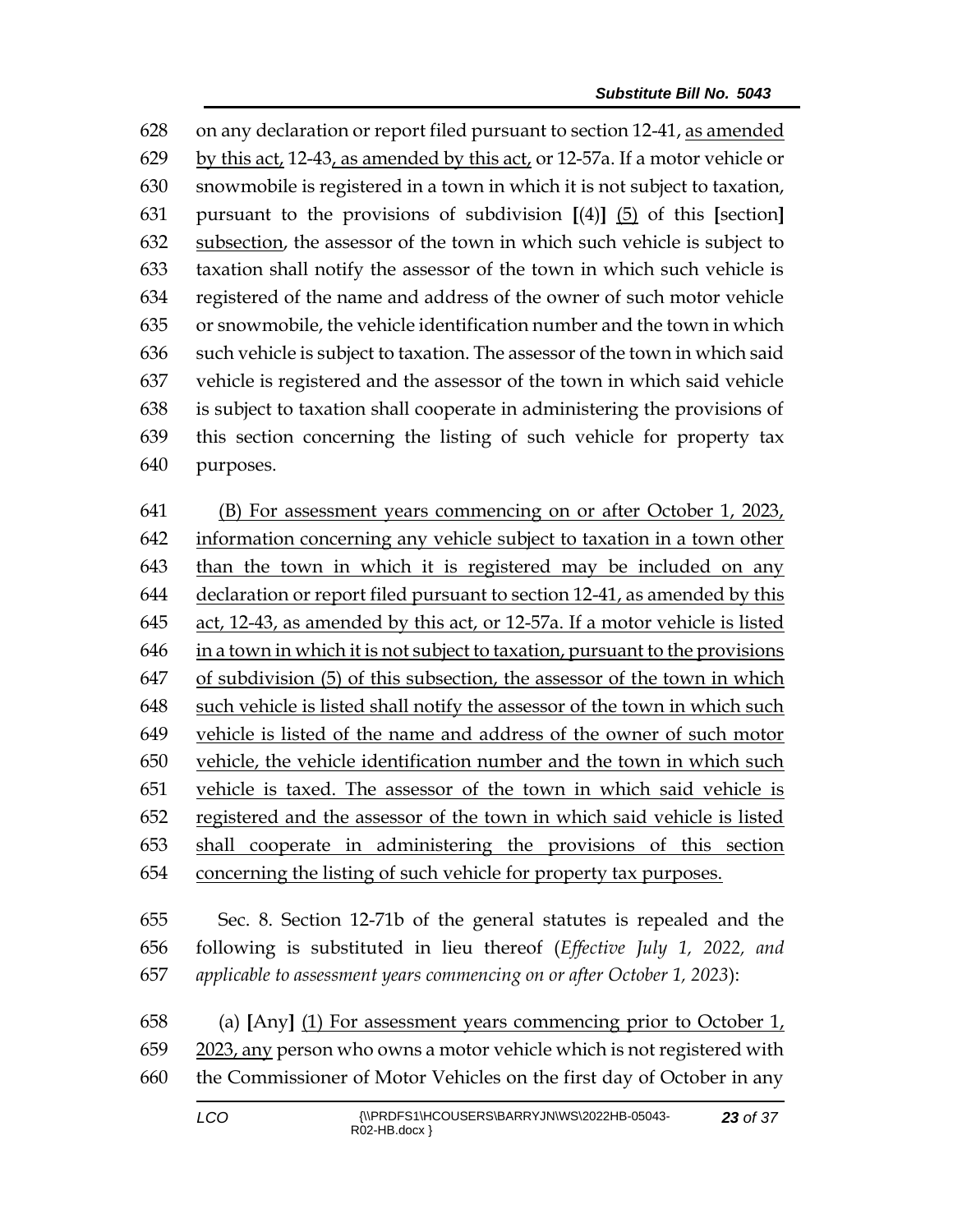on any declaration or report filed pursuant to section 12-41, <u>as amended by this act,</u> 12-43<u>, as amended by this act,</u> or 12-57a. If a motor vehicle or snowmobile is registered in a town in which it is not subject to taxation, pursuant to the provisions of subdivision **[**(4)**]** <u>(5)</u> of this **[**section**]** <u>subsection</u>, the assessor of the town in which such vehicle is subject to taxation shall notify the assessor of the town in which such vehicle is registered of the name and address of the owner of such motor vehicle or snowmobile, the vehicle identification number and the town in which such vehicle is subject to taxation. The assessor of the town in which said vehicle is registered and the assessor of the town in which said vehicle is subject to taxation shall cooperate in administering the provisions of this section concerning the listing of such vehicle for property tax purposes.

<u>(B) For assessment years commencing on or after October 1, 2023, information concerning any vehicle subject to taxation in a town other than the town in which it is registered may be included on any declaration or report filed pursuant to section 12-41, as amended by this act, 12-43, as amended by this act, or 12-57a. If a motor vehicle is listed in a town in which it is not subject to taxation, pursuant to the provisions of subdivision (5) of this subsection, the assessor of the town in which such vehicle is listed shall notify the assessor of the town in which such vehicle is listed of the name and address of the owner of such motor vehicle, the vehicle identification number and the town in which such vehicle is taxed. The assessor of the town in which said vehicle is registered and the assessor of the town in which said vehicle is listed shall cooperate in administering the provisions of this section concerning the listing of such vehicle for property tax purposes.</u>

Sec. 8. Section 12-71b of the general statutes is repealed and the following is substituted in lieu thereof (*Effective July 1, 2022, and applicable to assessment years commencing on or after October 1, 2023*):

(a) **[**Any**]** <u>(1) For assessment years commencing prior to October 1, 2023, any</u> person who owns a motor vehicle which is not registered with the Commissioner of Motor Vehicles on the first day of October in any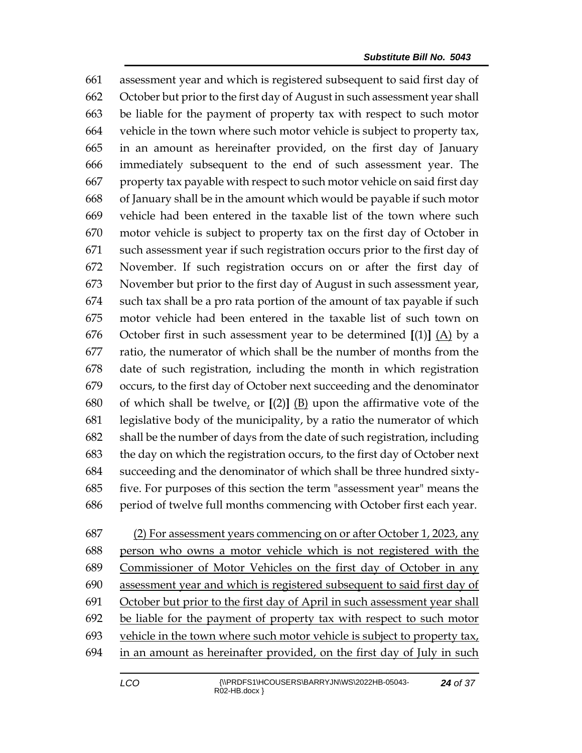661 assessment year and which is registered subsequent to said first day of
662 October but prior to the first day of August in such assessment year shall
663 be liable for the payment of property tax with respect to such motor
664 vehicle in the town where such motor vehicle is subject to property tax,
665 in an amount as hereinafter provided, on the first day of January
666 immediately subsequent to the end of such assessment year. The
667 property tax payable with respect to such motor vehicle on said first day
668 of January shall be in the amount which would be payable if such motor
669 vehicle had been entered in the taxable list of the town where such
670 motor vehicle is subject to property tax on the first day of October in
671 such assessment year if such registration occurs prior to the first day of
672 November. If such registration occurs on or after the first day of
673 November but prior to the first day of August in such assessment year,
674 such tax shall be a pro rata portion of the amount of tax payable if such
675 motor vehicle had been entered in the taxable list of such town on
676 October first in such assessment year to be determined [(1)] <u>(A)</u> by a
677 ratio, the numerator of which shall be the number of months from the
678 date of such registration, including the month in which registration
679 occurs, to the first day of October next succeeding and the denominator
680 of which shall be twelve<u>,</u> or [(2)] <u>(B)</u> upon the affirmative vote of the
681 legislative body of the municipality, by a ratio the numerator of which
682 shall be the number of days from the date of such registration, including
683 the day on which the registration occurs, to the first day of October next
684 succeeding and the denominator of which shall be three hundred sixty-
685 five. For purposes of this section the term "assessment year" means the
686 period of twelve full months commencing with October first each year.

687 <u>(2) For assessment years commencing on or after October 1, 2023, any</u>
688 <u>person who owns a motor vehicle which is not registered with the</u>
689 <u>Commissioner of Motor Vehicles on the first day of October in any</u>
690 <u>assessment year and which is registered subsequent to said first day of</u>
691 <u>October but prior to the first day of April in such assessment year shall</u>
692 <u>be liable for the payment of property tax with respect to such motor</u>
693 <u>vehicle in the town where such motor vehicle is subject to property tax,</u>
694 <u>in an amount as hereinafter provided, on the first day of July in such</u>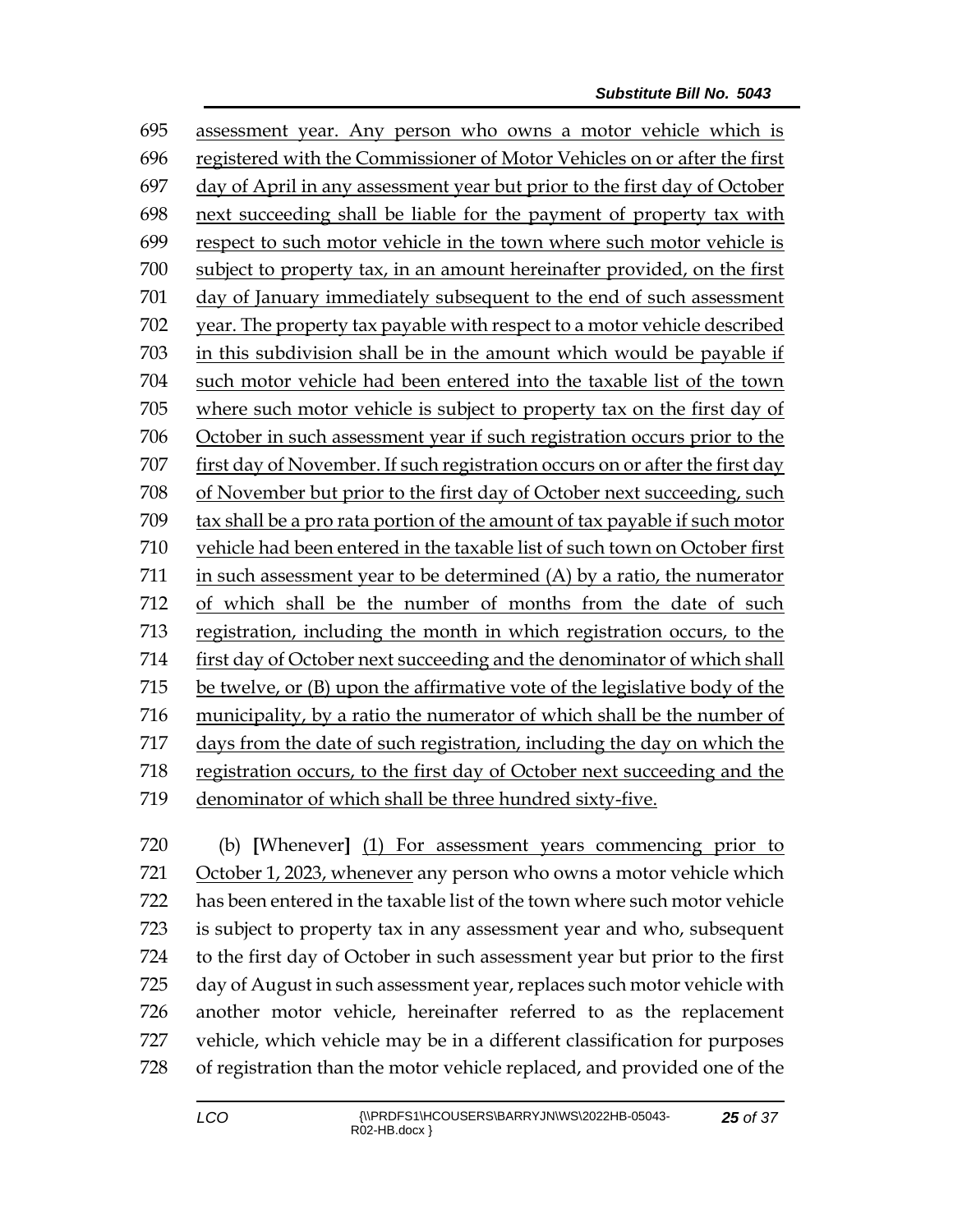695 assessment year. Any person who owns a motor vehicle which is
696 registered with the Commissioner of Motor Vehicles on or after the first
697 day of April in any assessment year but prior to the first day of October
698 next succeeding shall be liable for the payment of property tax with
699 respect to such motor vehicle in the town where such motor vehicle is
700 subject to property tax, in an amount hereinafter provided, on the first
701 day of January immediately subsequent to the end of such assessment
702 year. The property tax payable with respect to a motor vehicle described
703 in this subdivision shall be in the amount which would be payable if
704 such motor vehicle had been entered into the taxable list of the town
705 where such motor vehicle is subject to property tax on the first day of
706 October in such assessment year if such registration occurs prior to the
707 first day of November. If such registration occurs on or after the first day
708 of November but prior to the first day of October next succeeding, such
709 tax shall be a pro rata portion of the amount of tax payable if such motor
710 vehicle had been entered in the taxable list of such town on October first
711 in such assessment year to be determined (A) by a ratio, the numerator
712 of which shall be the number of months from the date of such
713 registration, including the month in which registration occurs, to the
714 first day of October next succeeding and the denominator of which shall
715 be twelve, or (B) upon the affirmative vote of the legislative body of the
716 municipality, by a ratio the numerator of which shall be the number of
717 days from the date of such registration, including the day on which the
718 registration occurs, to the first day of October next succeeding and the
719 denominator of which shall be three hundred sixty-five.

720 (b) **[**Whenever**]** (1) For assessment years commencing prior to
721 October 1, 2023, whenever any person who owns a motor vehicle which
722 has been entered in the taxable list of the town where such motor vehicle
723 is subject to property tax in any assessment year and who, subsequent
724 to the first day of October in such assessment year but prior to the first
725 day of August in such assessment year, replaces such motor vehicle with
726 another motor vehicle, hereinafter referred to as the replacement
727 vehicle, which vehicle may be in a different classification for purposes
728 of registration than the motor vehicle replaced, and provided one of the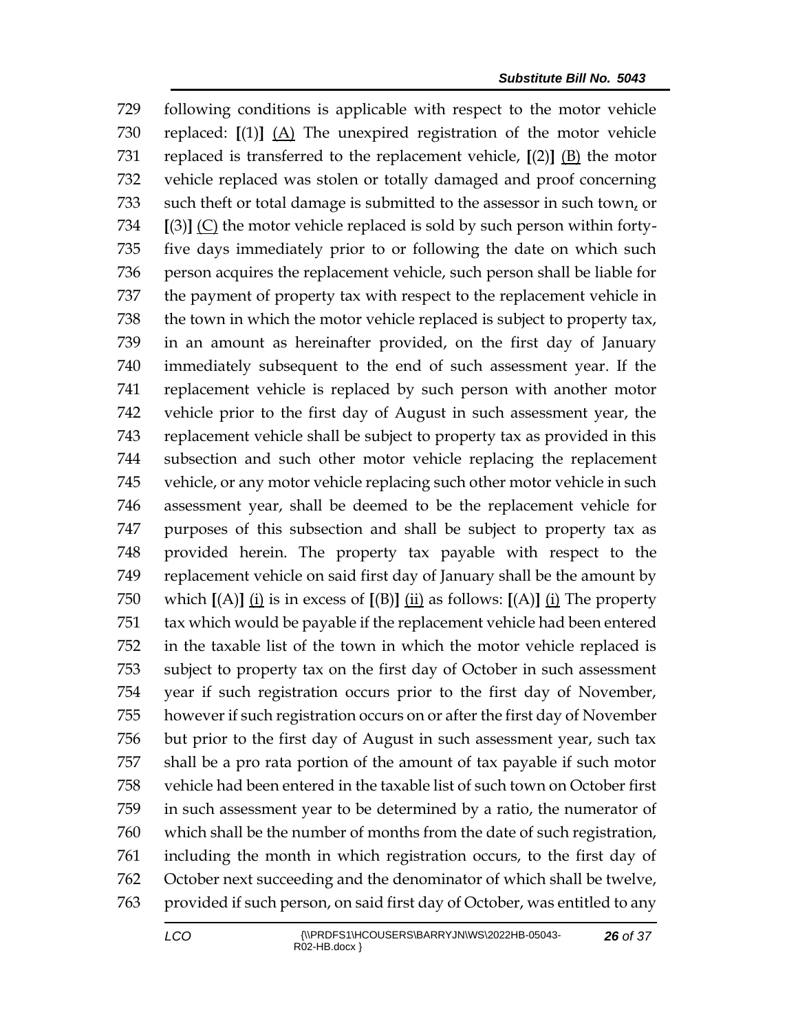729 following conditions is applicable with respect to the motor vehicle
730 replaced: [(1)] (A) The unexpired registration of the motor vehicle
731 replaced is transferred to the replacement vehicle, [(2)] (B) the motor
732 vehicle replaced was stolen or totally damaged and proof concerning
733 such theft or total damage is submitted to the assessor in such town, or
734 [(3)] (C) the motor vehicle replaced is sold by such person within forty-
735 five days immediately prior to or following the date on which such
736 person acquires the replacement vehicle, such person shall be liable for
737 the payment of property tax with respect to the replacement vehicle in
738 the town in which the motor vehicle replaced is subject to property tax,
739 in an amount as hereinafter provided, on the first day of January
740 immediately subsequent to the end of such assessment year. If the
741 replacement vehicle is replaced by such person with another motor
742 vehicle prior to the first day of August in such assessment year, the
743 replacement vehicle shall be subject to property tax as provided in this
744 subsection and such other motor vehicle replacing the replacement
745 vehicle, or any motor vehicle replacing such other motor vehicle in such
746 assessment year, shall be deemed to be the replacement vehicle for
747 purposes of this subsection and shall be subject to property tax as
748 provided herein. The property tax payable with respect to the
749 replacement vehicle on said first day of January shall be the amount by
750 which [(A)] (i) is in excess of [(B)] (ii) as follows: [(A)] (i) The property
751 tax which would be payable if the replacement vehicle had been entered
752 in the taxable list of the town in which the motor vehicle replaced is
753 subject to property tax on the first day of October in such assessment
754 year if such registration occurs prior to the first day of November,
755 however if such registration occurs on or after the first day of November
756 but prior to the first day of August in such assessment year, such tax
757 shall be a pro rata portion of the amount of tax payable if such motor
758 vehicle had been entered in the taxable list of such town on October first
759 in such assessment year to be determined by a ratio, the numerator of
760 which shall be the number of months from the date of such registration,
761 including the month in which registration occurs, to the first day of
762 October next succeeding and the denominator of which shall be twelve,
763 provided if such person, on said first day of October, was entitled to any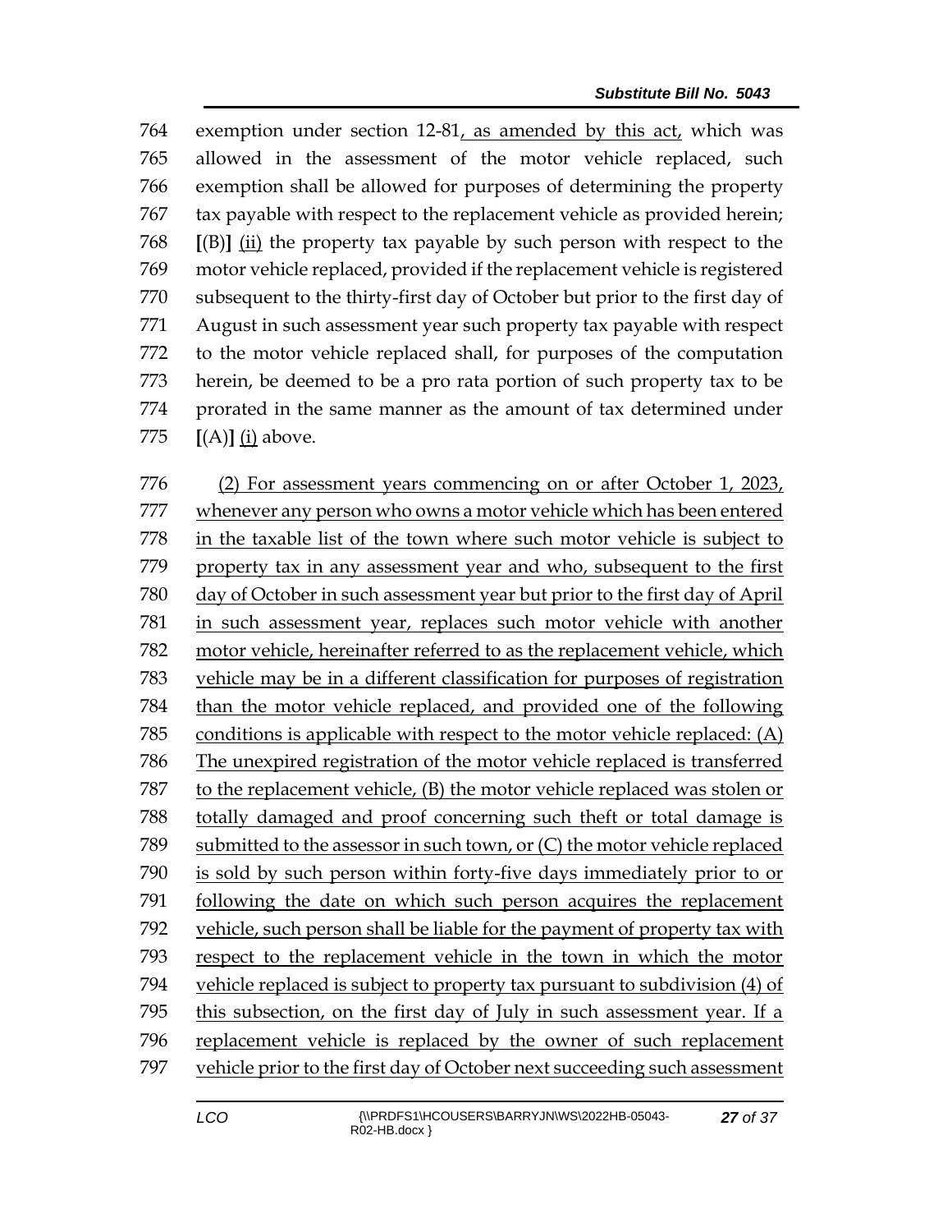764 exemption under section 12-81, as amended by this act, which was
765 allowed in the assessment of the motor vehicle replaced, such
766 exemption shall be allowed for purposes of determining the property
767 tax payable with respect to the replacement vehicle as provided herein;
768 [(B)] (ii) the property tax payable by such person with respect to the
769 motor vehicle replaced, provided if the replacement vehicle is registered
770 subsequent to the thirty-first day of October but prior to the first day of
771 August in such assessment year such property tax payable with respect
772 to the motor vehicle replaced shall, for purposes of the computation
773 herein, be deemed to be a pro rata portion of such property tax to be
774 prorated in the same manner as the amount of tax determined under
775 [(A)] (i) above.

776 (2) For assessment years commencing on or after October 1, 2023,
777 whenever any person who owns a motor vehicle which has been entered
778 in the taxable list of the town where such motor vehicle is subject to
779 property tax in any assessment year and who, subsequent to the first
780 day of October in such assessment year but prior to the first day of April
781 in such assessment year, replaces such motor vehicle with another
782 motor vehicle, hereinafter referred to as the replacement vehicle, which
783 vehicle may be in a different classification for purposes of registration
784 than the motor vehicle replaced, and provided one of the following
785 conditions is applicable with respect to the motor vehicle replaced: (A)
786 The unexpired registration of the motor vehicle replaced is transferred
787 to the replacement vehicle, (B) the motor vehicle replaced was stolen or
788 totally damaged and proof concerning such theft or total damage is
789 submitted to the assessor in such town, or (C) the motor vehicle replaced
790 is sold by such person within forty-five days immediately prior to or
791 following the date on which such person acquires the replacement
792 vehicle, such person shall be liable for the payment of property tax with
793 respect to the replacement vehicle in the town in which the motor
794 vehicle replaced is subject to property tax pursuant to subdivision (4) of
795 this subsection, on the first day of July in such assessment year. If a
796 replacement vehicle is replaced by the owner of such replacement
797 vehicle prior to the first day of October next succeeding such assessment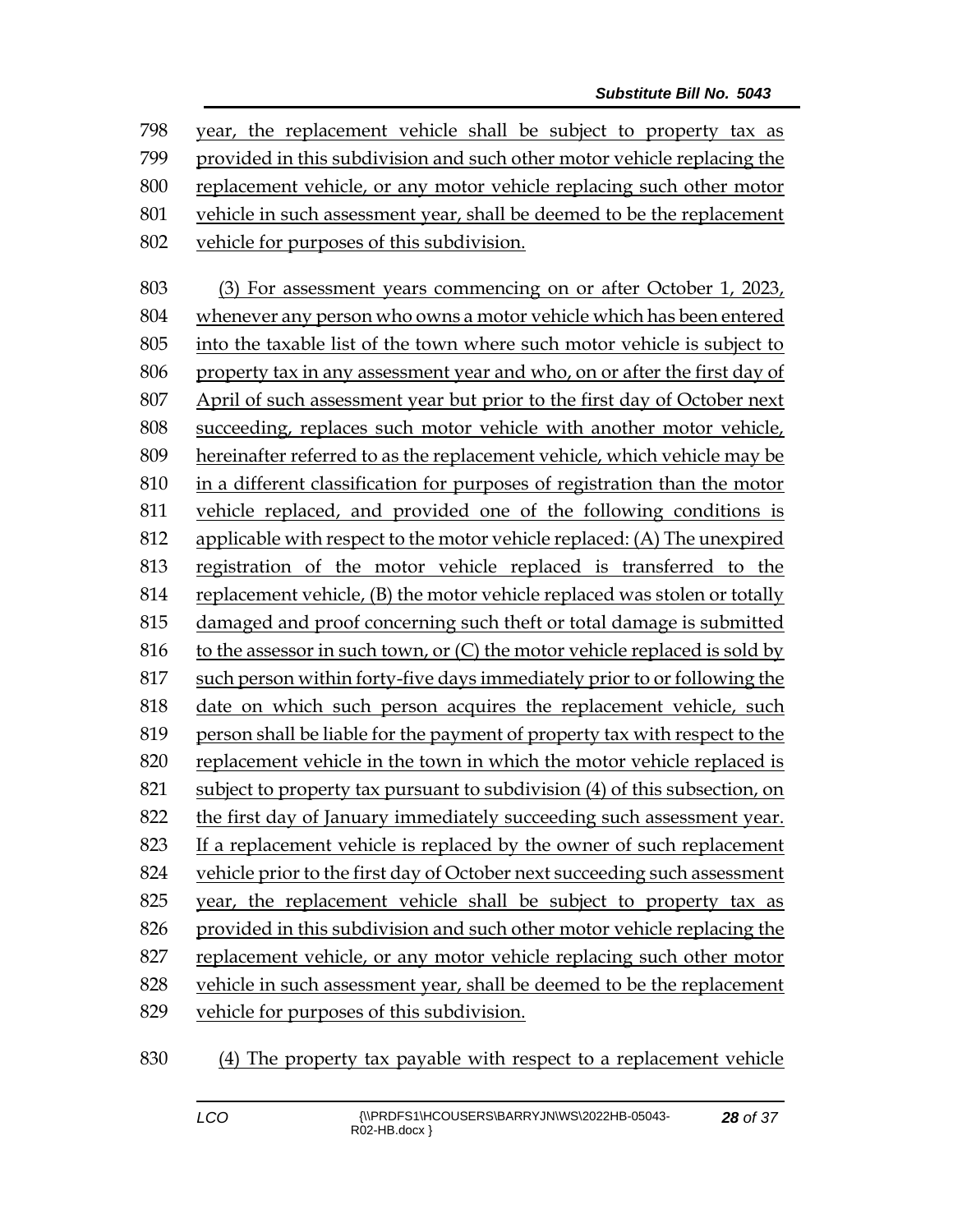798 year, the replacement vehicle shall be subject to property tax as
799 provided in this subdivision and such other motor vehicle replacing the
800 replacement vehicle, or any motor vehicle replacing such other motor
801 vehicle in such assessment year, shall be deemed to be the replacement
802 vehicle for purposes of this subdivision.

803 (3) For assessment years commencing on or after October 1, 2023,
804 whenever any person who owns a motor vehicle which has been entered
805 into the taxable list of the town where such motor vehicle is subject to
806 property tax in any assessment year and who, on or after the first day of
807 April of such assessment year but prior to the first day of October next
808 succeeding, replaces such motor vehicle with another motor vehicle,
809 hereinafter referred to as the replacement vehicle, which vehicle may be
810 in a different classification for purposes of registration than the motor
811 vehicle replaced, and provided one of the following conditions is
812 applicable with respect to the motor vehicle replaced: (A) The unexpired
813 registration of the motor vehicle replaced is transferred to the
814 replacement vehicle, (B) the motor vehicle replaced was stolen or totally
815 damaged and proof concerning such theft or total damage is submitted
816 to the assessor in such town, or (C) the motor vehicle replaced is sold by
817 such person within forty-five days immediately prior to or following the
818 date on which such person acquires the replacement vehicle, such
819 person shall be liable for the payment of property tax with respect to the
820 replacement vehicle in the town in which the motor vehicle replaced is
821 subject to property tax pursuant to subdivision (4) of this subsection, on
822 the first day of January immediately succeeding such assessment year.
823 If a replacement vehicle is replaced by the owner of such replacement
824 vehicle prior to the first day of October next succeeding such assessment
825 year, the replacement vehicle shall be subject to property tax as
826 provided in this subdivision and such other motor vehicle replacing the
827 replacement vehicle, or any motor vehicle replacing such other motor
828 vehicle in such assessment year, shall be deemed to be the replacement
829 vehicle for purposes of this subdivision.

830 (4) The property tax payable with respect to a replacement vehicle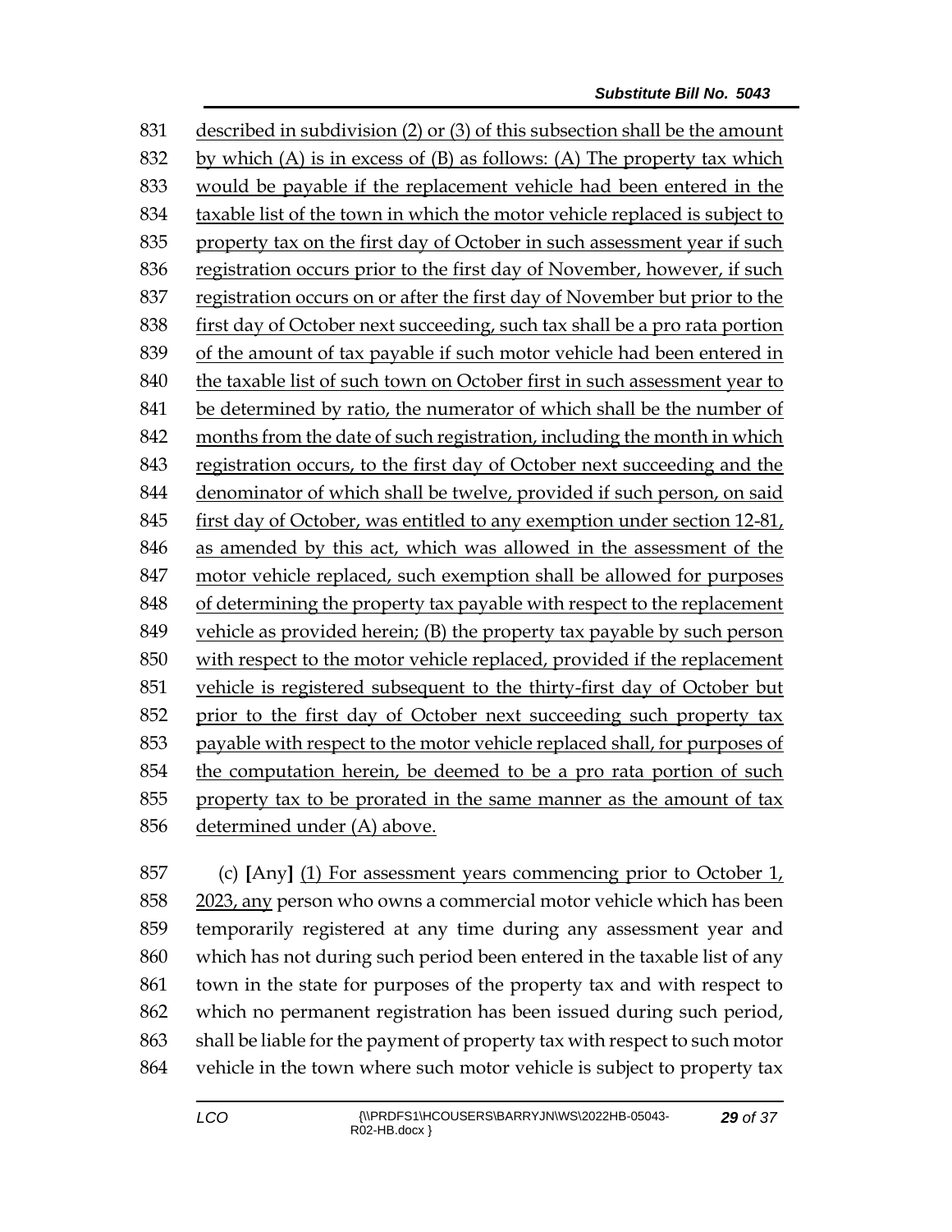described in subdivision (2) or (3) of this subsection shall be the amount by which (A) is in excess of (B) as follows: (A) The property tax which would be payable if the replacement vehicle had been entered in the taxable list of the town in which the motor vehicle replaced is subject to property tax on the first day of October in such assessment year if such registration occurs prior to the first day of November, however, if such registration occurs on or after the first day of November but prior to the first day of October next succeeding, such tax shall be a pro rata portion of the amount of tax payable if such motor vehicle had been entered in the taxable list of such town on October first in such assessment year to be determined by ratio, the numerator of which shall be the number of months from the date of such registration, including the month in which registration occurs, to the first day of October next succeeding and the denominator of which shall be twelve, provided if such person, on said first day of October, was entitled to any exemption under section 12-81, as amended by this act, which was allowed in the assessment of the motor vehicle replaced, such exemption shall be allowed for purposes of determining the property tax payable with respect to the replacement vehicle as provided herein; (B) the property tax payable by such person with respect to the motor vehicle replaced, provided if the replacement vehicle is registered subsequent to the thirty-first day of October but prior to the first day of October next succeeding such property tax payable with respect to the motor vehicle replaced shall, for purposes of the computation herein, be deemed to be a pro rata portion of such property tax to be prorated in the same manner as the amount of tax determined under (A) above.

(c) **[**Any**]** (1) For assessment years commencing prior to October 1, 2023, any person who owns a commercial motor vehicle which has been temporarily registered at any time during any assessment year and which has not during such period been entered in the taxable list of any town in the state for purposes of the property tax and with respect to which no permanent registration has been issued during such period, shall be liable for the payment of property tax with respect to such motor vehicle in the town where such motor vehicle is subject to property tax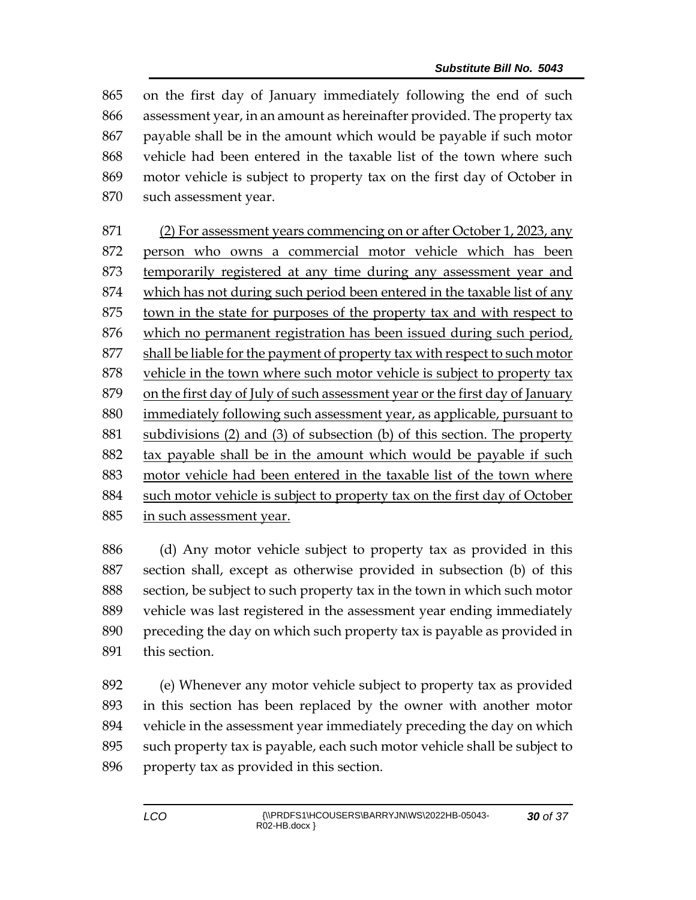865 on the first day of January immediately following the end of such
866 assessment year, in an amount as hereinafter provided. The property tax
867 payable shall be in the amount which would be payable if such motor
868 vehicle had been entered in the taxable list of the town where such
869 motor vehicle is subject to property tax on the first day of October in
870 such assessment year.

871 <u>(2) For assessment years commencing on or after October 1, 2023, any</u>
872 <u>person who owns a commercial motor vehicle which has been</u>
873 <u>temporarily registered at any time during any assessment year and</u>
874 <u>which has not during such period been entered in the taxable list of any</u>
875 <u>town in the state for purposes of the property tax and with respect to</u>
876 <u>which no permanent registration has been issued during such period,</u>
877 <u>shall be liable for the payment of property tax with respect to such motor</u>
878 <u>vehicle in the town where such motor vehicle is subject to property tax</u>
879 <u>on the first day of July of such assessment year or the first day of January</u>
880 <u>immediately following such assessment year, as applicable, pursuant to</u>
881 <u>subdivisions (2) and (3) of subsection (b) of this section. The property</u>
882 <u>tax payable shall be in the amount which would be payable if such</u>
883 <u>motor vehicle had been entered in the taxable list of the town where</u>
884 <u>such motor vehicle is subject to property tax on the first day of October</u>
885 <u>in such assessment year.</u>

886 (d) Any motor vehicle subject to property tax as provided in this
887 section shall, except as otherwise provided in subsection (b) of this
888 section, be subject to such property tax in the town in which such motor
889 vehicle was last registered in the assessment year ending immediately
890 preceding the day on which such property tax is payable as provided in
891 this section.

892 (e) Whenever any motor vehicle subject to property tax as provided
893 in this section has been replaced by the owner with another motor
894 vehicle in the assessment year immediately preceding the day on which
895 such property tax is payable, each such motor vehicle shall be subject to
896 property tax as provided in this section.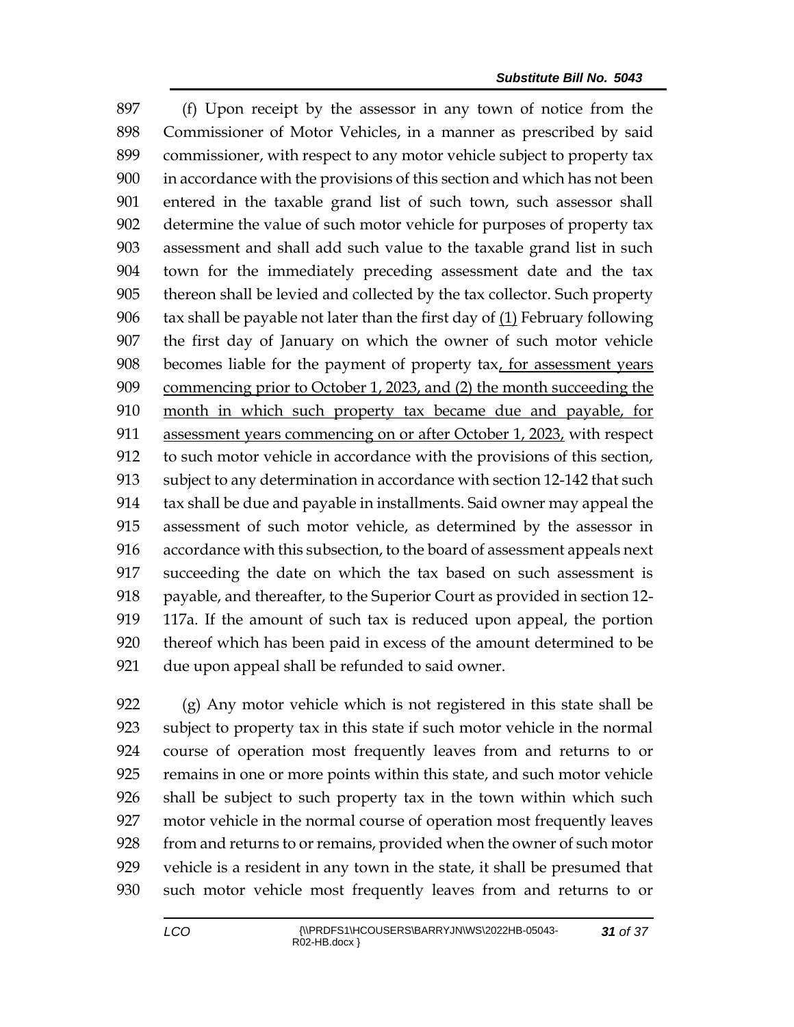897 (f) Upon receipt by the assessor in any town of notice from the
898 Commissioner of Motor Vehicles, in a manner as prescribed by said
899 commissioner, with respect to any motor vehicle subject to property tax
900 in accordance with the provisions of this section and which has not been
901 entered in the taxable grand list of such town, such assessor shall
902 determine the value of such motor vehicle for purposes of property tax
903 assessment and shall add such value to the taxable grand list in such
904 town for the immediately preceding assessment date and the tax
905 thereon shall be levied and collected by the tax collector. Such property
906 tax shall be payable not later than the first day of <u>(1)</u> February following
907 the first day of January on which the owner of such motor vehicle
908 becomes liable for the payment of property tax<u>, for assessment years</u>
909 <u>commencing prior to October 1, 2023, and (2) the month succeeding the</u>
910 <u>month in which such property tax became due and payable, for</u>
911 <u>assessment years commencing on or after October 1, 2023,</u> with respect
912 to such motor vehicle in accordance with the provisions of this section,
913 subject to any determination in accordance with section 12-142 that such
914 tax shall be due and payable in installments. Said owner may appeal the
915 assessment of such motor vehicle, as determined by the assessor in
916 accordance with this subsection, to the board of assessment appeals next
917 succeeding the date on which the tax based on such assessment is
918 payable, and thereafter, to the Superior Court as provided in section 12-
919 117a. If the amount of such tax is reduced upon appeal, the portion
920 thereof which has been paid in excess of the amount determined to be
921 due upon appeal shall be refunded to said owner.

922 (g) Any motor vehicle which is not registered in this state shall be
923 subject to property tax in this state if such motor vehicle in the normal
924 course of operation most frequently leaves from and returns to or
925 remains in one or more points within this state, and such motor vehicle
926 shall be subject to such property tax in the town within which such
927 motor vehicle in the normal course of operation most frequently leaves
928 from and returns to or remains, provided when the owner of such motor
929 vehicle is a resident in any town in the state, it shall be presumed that
930 such motor vehicle most frequently leaves from and returns to or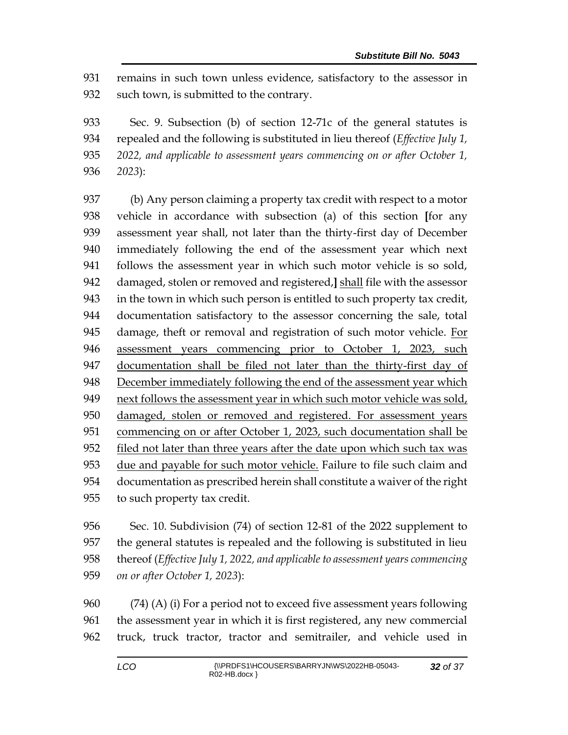remains in such town unless evidence, satisfactory to the assessor in such town, is submitted to the contrary.

Sec. 9. Subsection (b) of section 12-71c of the general statutes is repealed and the following is substituted in lieu thereof (*Effective July 1, 2022, and applicable to assessment years commencing on or after October 1, 2023*):

(b) Any person claiming a property tax credit with respect to a motor vehicle in accordance with subsection (a) of this section [for any assessment year shall, not later than the thirty-first day of December immediately following the end of the assessment year which next follows the assessment year in which such motor vehicle is so sold, damaged, stolen or removed and registered,] <u>shall</u> file with the assessor in the town in which such person is entitled to such property tax credit, documentation satisfactory to the assessor concerning the sale, total damage, theft or removal and registration of such motor vehicle. <u>For assessment years commencing prior to October 1, 2023, such documentation shall be filed not later than the thirty-first day of December immediately following the end of the assessment year which next follows the assessment year in which such motor vehicle was sold, damaged, stolen or removed and registered. For assessment years commencing on or after October 1, 2023, such documentation shall be filed not later than three years after the date upon which such tax was due and payable for such motor vehicle.</u> Failure to file such claim and documentation as prescribed herein shall constitute a waiver of the right to such property tax credit.

Sec. 10. Subdivision (74) of section 12-81 of the 2022 supplement to the general statutes is repealed and the following is substituted in lieu thereof (*Effective July 1, 2022, and applicable to assessment years commencing on or after October 1, 2023*):

(74) (A) (i) For a period not to exceed five assessment years following the assessment year in which it is first registered, any new commercial truck, truck tractor, tractor and semitrailer, and vehicle used in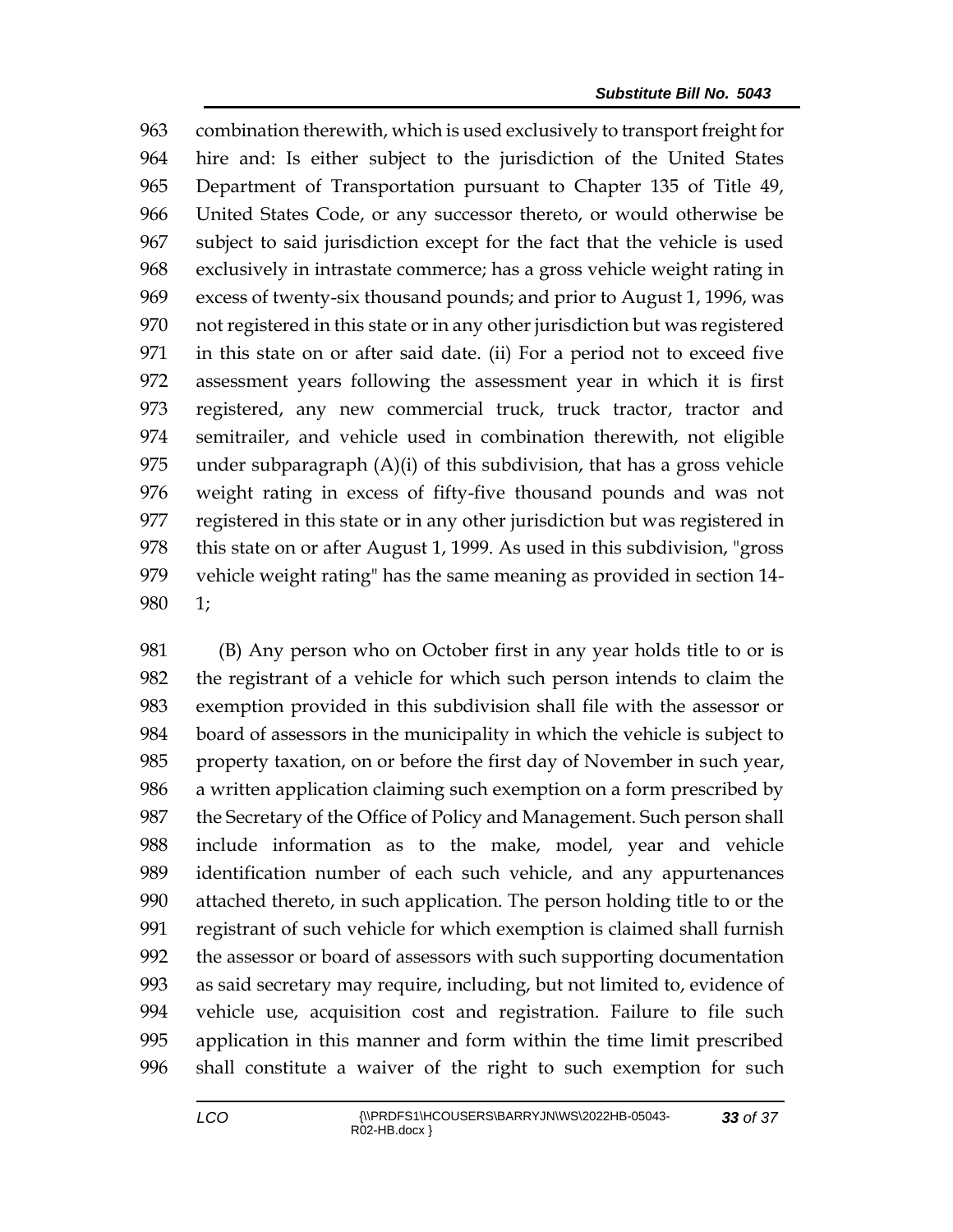combination therewith, which is used exclusively to transport freight for hire and: Is either subject to the jurisdiction of the United States Department of Transportation pursuant to Chapter 135 of Title 49, United States Code, or any successor thereto, or would otherwise be subject to said jurisdiction except for the fact that the vehicle is used exclusively in intrastate commerce; has a gross vehicle weight rating in excess of twenty-six thousand pounds; and prior to August 1, 1996, was not registered in this state or in any other jurisdiction but was registered in this state on or after said date. (ii) For a period not to exceed five assessment years following the assessment year in which it is first registered, any new commercial truck, truck tractor, tractor and semitrailer, and vehicle used in combination therewith, not eligible under subparagraph (A)(i) of this subdivision, that has a gross vehicle weight rating in excess of fifty-five thousand pounds and was not registered in this state or in any other jurisdiction but was registered in this state on or after August 1, 1999. As used in this subdivision, "gross vehicle weight rating" has the same meaning as provided in section 14-1;

(B) Any person who on October first in any year holds title to or is the registrant of a vehicle for which such person intends to claim the exemption provided in this subdivision shall file with the assessor or board of assessors in the municipality in which the vehicle is subject to property taxation, on or before the first day of November in such year, a written application claiming such exemption on a form prescribed by the Secretary of the Office of Policy and Management. Such person shall include information as to the make, model, year and vehicle identification number of each such vehicle, and any appurtenances attached thereto, in such application. The person holding title to or the registrant of such vehicle for which exemption is claimed shall furnish the assessor or board of assessors with such supporting documentation as said secretary may require, including, but not limited to, evidence of vehicle use, acquisition cost and registration. Failure to file such application in this manner and form within the time limit prescribed shall constitute a waiver of the right to such exemption for such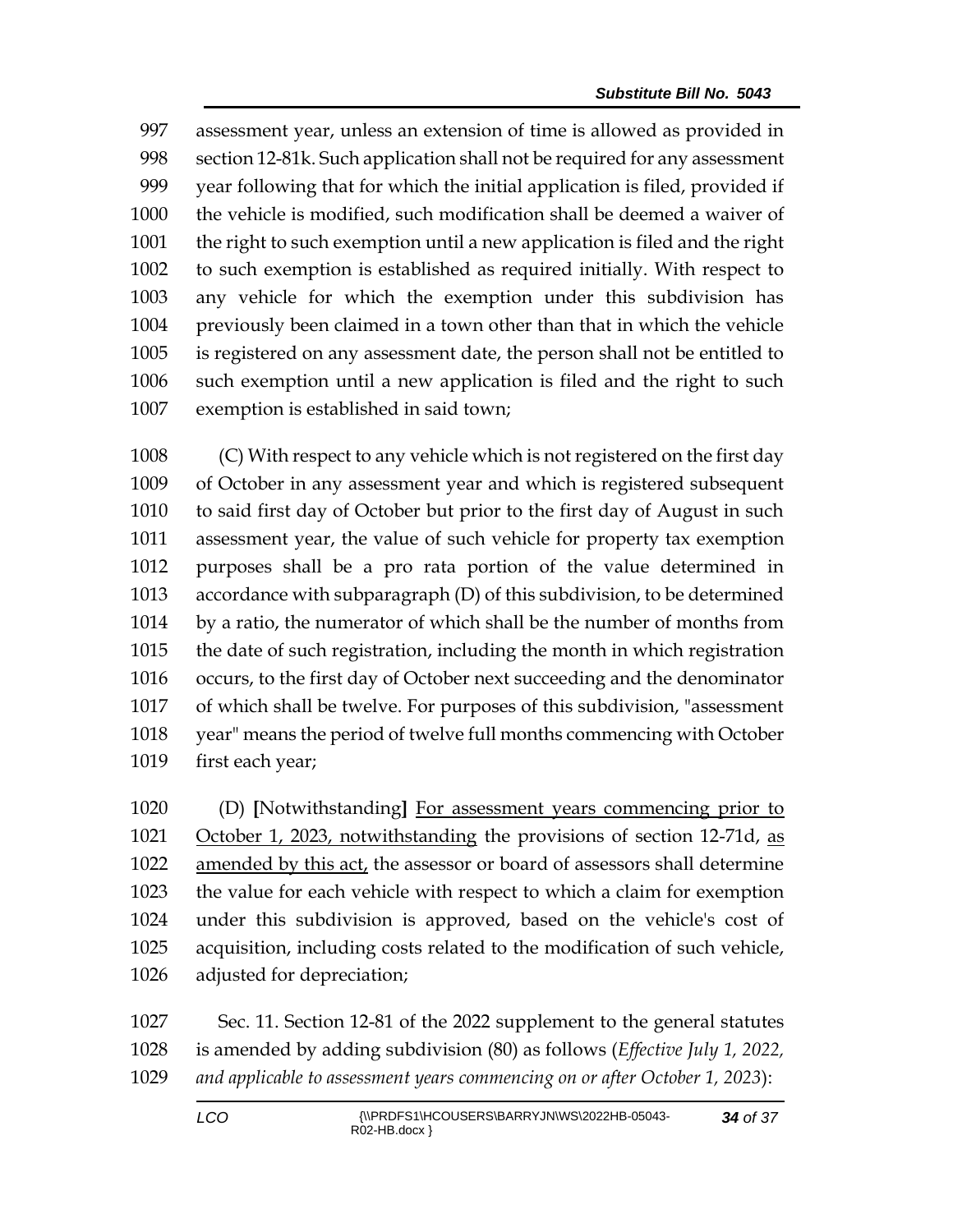997 assessment year, unless an extension of time is allowed as provided in 998 section 12-81k. Such application shall not be required for any assessment 999 year following that for which the initial application is filed, provided if 1000 the vehicle is modified, such modification shall be deemed a waiver of 1001 the right to such exemption until a new application is filed and the right 1002 to such exemption is established as required initially. With respect to 1003 any vehicle for which the exemption under this subdivision has 1004 previously been claimed in a town other than that in which the vehicle 1005 is registered on any assessment date, the person shall not be entitled to 1006 such exemption until a new application is filed and the right to such 1007 exemption is established in said town;

1008 (C) With respect to any vehicle which is not registered on the first day 1009 of October in any assessment year and which is registered subsequent 1010 to said first day of October but prior to the first day of August in such 1011 assessment year, the value of such vehicle for property tax exemption 1012 purposes shall be a pro rata portion of the value determined in 1013 accordance with subparagraph (D) of this subdivision, to be determined 1014 by a ratio, the numerator of which shall be the number of months from 1015 the date of such registration, including the month in which registration 1016 occurs, to the first day of October next succeeding and the denominator 1017 of which shall be twelve. For purposes of this subdivision, "assessment 1018 year" means the period of twelve full months commencing with October 1019 first each year;

1020 (D) **[**Notwithstanding**]** <u>For assessment years commencing prior to</u> 1021 <u>October 1, 2023, notwithstanding</u> the provisions of section 12-71d, <u>as</u> 1022 <u>amended by this act,</u> the assessor or board of assessors shall determine 1023 the value for each vehicle with respect to which a claim for exemption 1024 under this subdivision is approved, based on the vehicle's cost of 1025 acquisition, including costs related to the modification of such vehicle, 1026 adjusted for depreciation;

1027 Sec. 11. Section 12-81 of the 2022 supplement to the general statutes 1028 is amended by adding subdivision (80) as follows (*Effective July 1, 2022,* 1029 *and applicable to assessment years commencing on or after October 1, 2023*):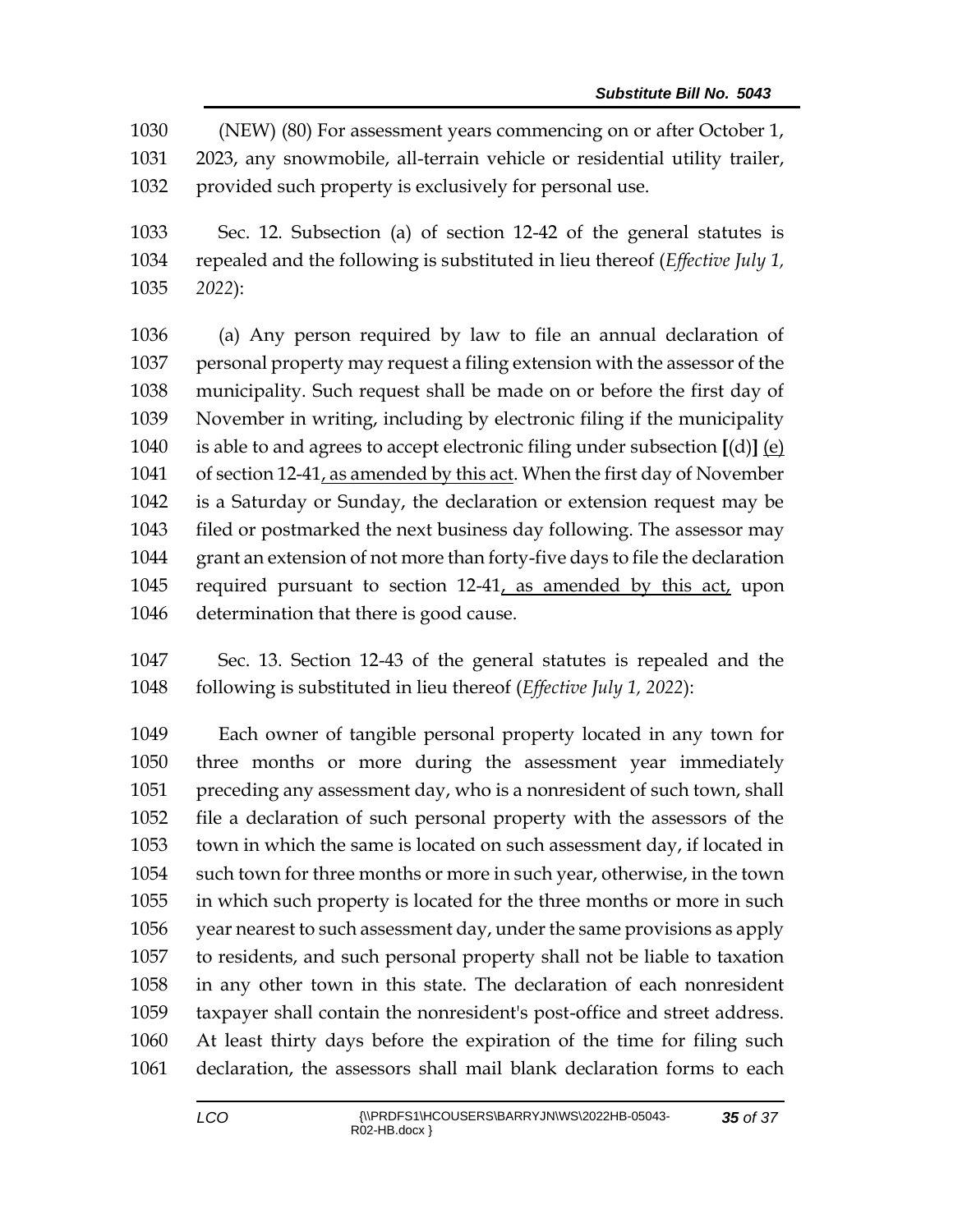(NEW) (80) For assessment years commencing on or after October 1, 2023, any snowmobile, all-terrain vehicle or residential utility trailer, provided such property is exclusively for personal use.

Sec. 12. Subsection (a) of section 12-42 of the general statutes is repealed and the following is substituted in lieu thereof (*Effective July 1, 2022*):

(a) Any person required by law to file an annual declaration of personal property may request a filing extension with the assessor of the municipality. Such request shall be made on or before the first day of November in writing, including by electronic filing if the municipality is able to and agrees to accept electronic filing under subsection **[**(d)**]** <u>(e)</u> of section 12-41<u>, as amended by this act</u>. When the first day of November is a Saturday or Sunday, the declaration or extension request may be filed or postmarked the next business day following. The assessor may grant an extension of not more than forty-five days to file the declaration required pursuant to section 12-41<u>, as amended by this act,</u> upon determination that there is good cause.

Sec. 13. Section 12-43 of the general statutes is repealed and the following is substituted in lieu thereof (*Effective July 1, 2022*):

Each owner of tangible personal property located in any town for three months or more during the assessment year immediately preceding any assessment day, who is a nonresident of such town, shall file a declaration of such personal property with the assessors of the town in which the same is located on such assessment day, if located in such town for three months or more in such year, otherwise, in the town in which such property is located for the three months or more in such year nearest to such assessment day, under the same provisions as apply to residents, and such personal property shall not be liable to taxation in any other town in this state. The declaration of each nonresident taxpayer shall contain the nonresident's post-office and street address. At least thirty days before the expiration of the time for filing such declaration, the assessors shall mail blank declaration forms to each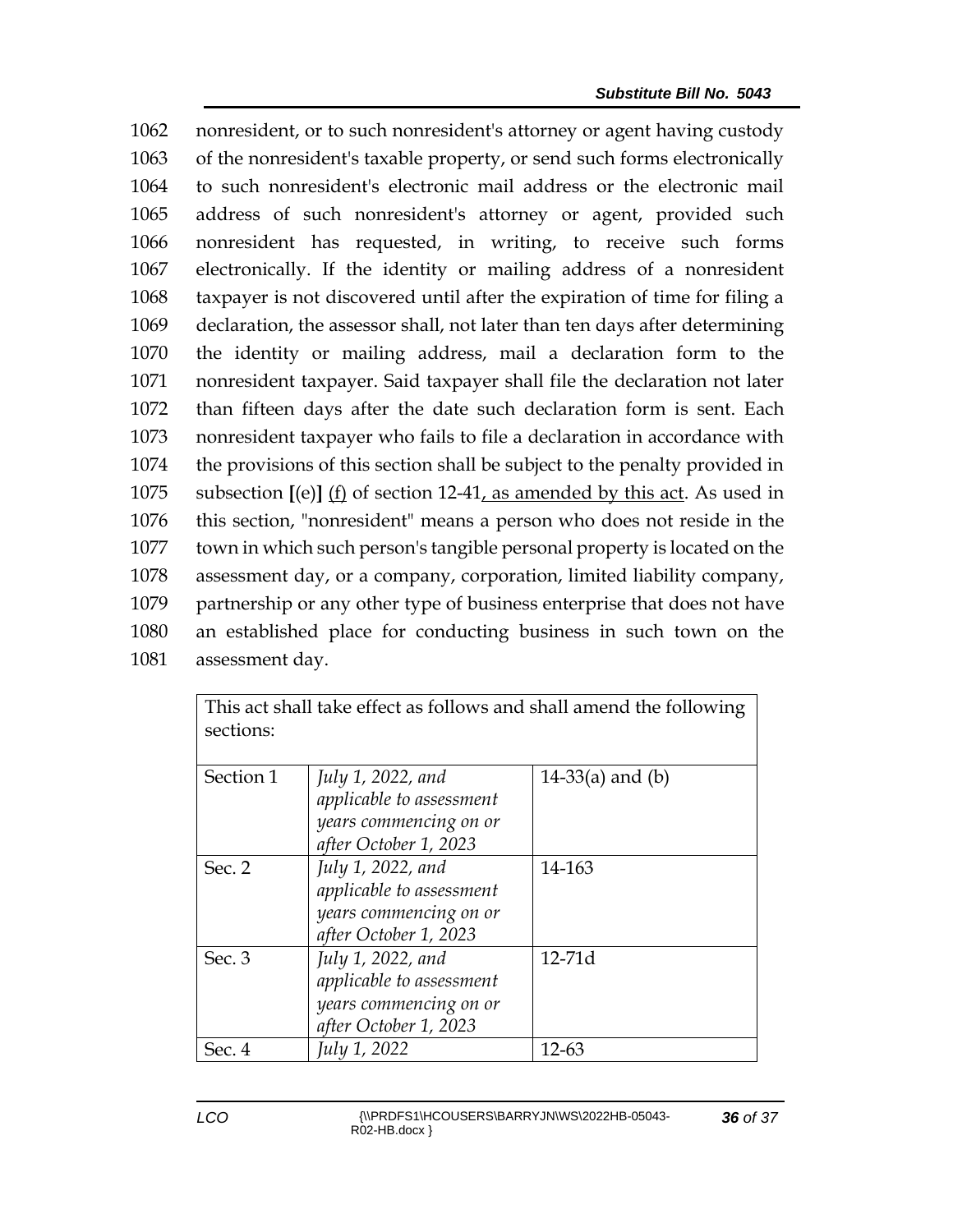1062 nonresident, or to such nonresident's attorney or agent having custody
1063 of the nonresident's taxable property, or send such forms electronically
1064 to such nonresident's electronic mail address or the electronic mail
1065 address of such nonresident's attorney or agent, provided such
1066 nonresident has requested, in writing, to receive such forms
1067 electronically. If the identity or mailing address of a nonresident
1068 taxpayer is not discovered until after the expiration of time for filing a
1069 declaration, the assessor shall, not later than ten days after determining
1070 the identity or mailing address, mail a declaration form to the
1071 nonresident taxpayer. Said taxpayer shall file the declaration not later
1072 than fifteen days after the date such declaration form is sent. Each
1073 nonresident taxpayer who fails to file a declaration in accordance with
1074 the provisions of this section shall be subject to the penalty provided in
1075 subsection **[**(e)**]** <u>(f)</u> of section 12-41<u>, as amended by this act</u>. As used in
1076 this section, "nonresident" means a person who does not reside in the
1077 town in which such person's tangible personal property is located on the
1078 assessment day, or a company, corporation, limited liability company,
1079 partnership or any other type of business enterprise that does not have
1080 an established place for conducting business in such town on the
1081 assessment day.

| This act shall take effect as follows and shall amend the following sections: | | |
|---|---|---|
| Section 1 | *July 1, 2022, and applicable to assessment years commencing on or after October 1, 2023* | 14-33(a) and (b) |
| Sec. 2 | *July 1, 2022, and applicable to assessment years commencing on or after October 1, 2023* | 14-163 |
| Sec. 3 | *July 1, 2022, and applicable to assessment years commencing on or after October 1, 2023* | 12-71d |
| Sec. 4 | *July 1, 2022* | 12-63 |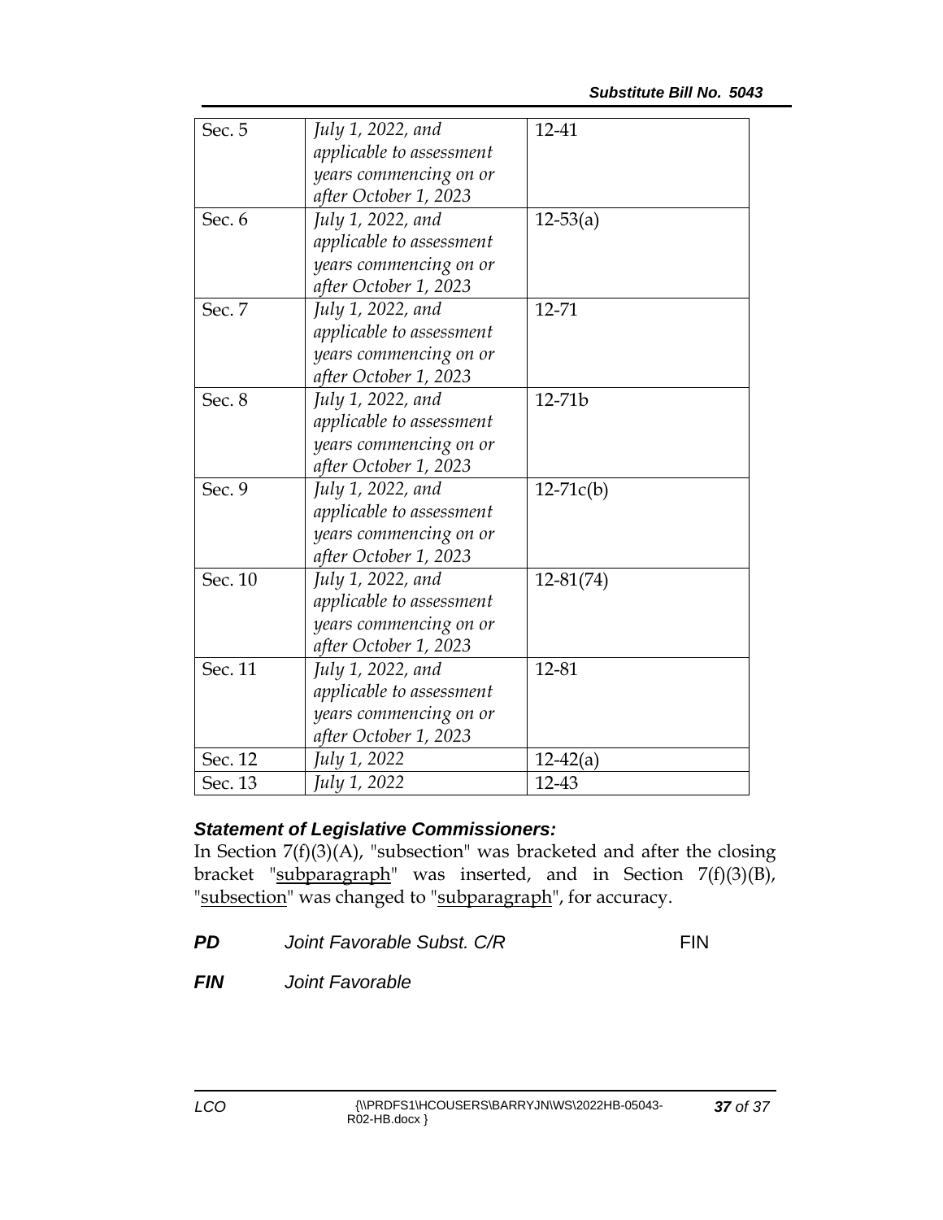| | | |
|---|---|---|
| Sec. 5 | *July 1, 2022, and applicable to assessment years commencing on or after October 1, 2023* | 12-41 |
| Sec. 6 | *July 1, 2022, and applicable to assessment years commencing on or after October 1, 2023* | 12-53(a) |
| Sec. 7 | *July 1, 2022, and applicable to assessment years commencing on or after October 1, 2023* | 12-71 |
| Sec. 8 | *July 1, 2022, and applicable to assessment years commencing on or after October 1, 2023* | 12-71b |
| Sec. 9 | *July 1, 2022, and applicable to assessment years commencing on or after October 1, 2023* | 12-71c(b) |
| Sec. 10 | *July 1, 2022, and applicable to assessment years commencing on or after October 1, 2023* | 12-81(74) |
| Sec. 11 | *July 1, 2022, and applicable to assessment years commencing on or after October 1, 2023* | 12-81 |
| Sec. 12 | *July 1, 2022* | 12-42(a) |
| Sec. 13 | *July 1, 2022* | 12-43 |

### *Statement of Legislative Commissioners:*

In Section 7(f)(3)(A), "subsection" was bracketed and after the closing bracket "<u>subparagraph</u>" was inserted, and in Section 7(f)(3)(B), "<u>subsection</u>" was changed to "<u>subparagraph</u>", for accuracy.

***PD*** *Joint Favorable Subst. C/R* FIN

***FIN*** *Joint Favorable*